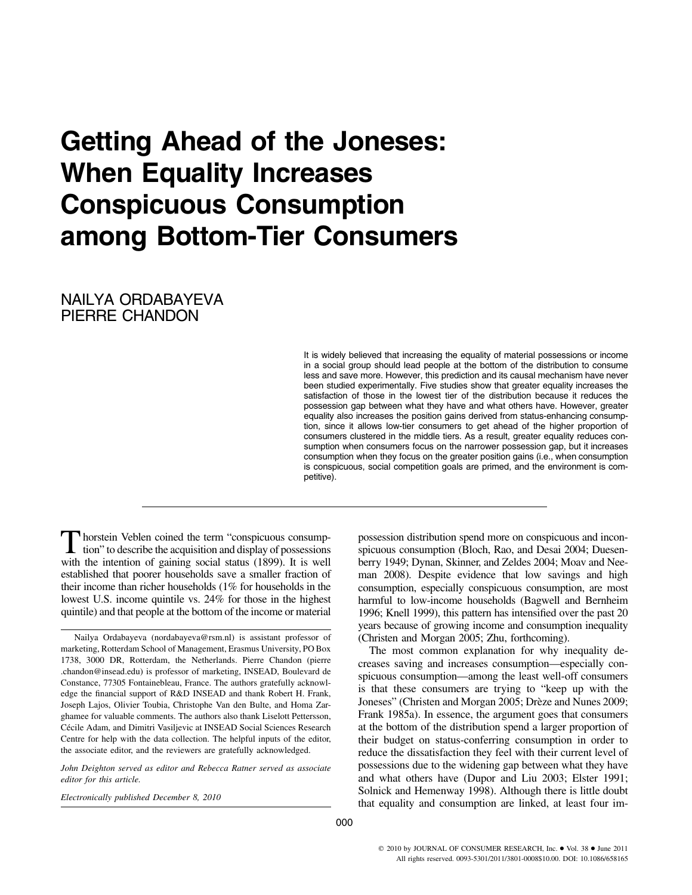# Getting Ahead of the Joneses: When Equality Increases Conspicuous Consumption among Bottom-Tier Consumers

NAILYA ORDABAYEVA
PIERRE CHANDON

It is widely believed that increasing the equality of material possessions or income in a social group should lead people at the bottom of the distribution to consume less and save more. However, this prediction and its causal mechanism have never been studied experimentally. Five studies show that greater equality increases the satisfaction of those in the lowest tier of the distribution because it reduces the possession gap between what they have and what others have. However, greater equality also increases the position gains derived from status-enhancing consumption, since it allows low-tier consumers to get ahead of the higher proportion of consumers clustered in the middle tiers. As a result, greater equality reduces consumption when consumers focus on the narrower possession gap, but it increases consumption when they focus on the greater position gains (i.e., when consumption is conspicuous, social competition goals are primed, and the environment is competitive).

Thorstein Veblen coined the term "conspicuous consumption" to describe the acquisition and display of possessions with the intention of gaining social status (1899). It is well established that poorer households save a smaller fraction of their income than richer households (1% for households in the lowest U.S. income quintile vs. 24% for those in the highest quintile) and that people at the bottom of the income or material possession distribution spend more on conspicuous and inconspicuous consumption (Bloch, Rao, and Desai 2004; Duesenberry 1949; Dynan, Skinner, and Zeldes 2004; Moav and Neeman 2008). Despite evidence that low savings and high consumption, especially conspicuous consumption, are most harmful to low-income households (Bagwell and Bernheim 1996; Knell 1999), this pattern has intensified over the past 20 years because of growing income and consumption inequality (Christen and Morgan 2005; Zhu, forthcoming).

The most common explanation for why inequality decreases saving and increases consumption—especially conspicuous consumption—among the least well-off consumers is that these consumers are trying to "keep up with the Joneses" (Christen and Morgan 2005; Drèze and Nunes 2009; Frank 1985a). In essence, the argument goes that consumers at the bottom of the distribution spend a larger proportion of their budget on status-conferring consumption in order to reduce the dissatisfaction they feel with their current level of possessions due to the widening gap between what they have and what others have (Dupor and Liu 2003; Elster 1991; Solnick and Hemenway 1998). Although there is little doubt that equality and consumption are linked, at least four im-

Nailya Ordabayeva (nordabayeva@rsm.nl) is assistant professor of marketing, Rotterdam School of Management, Erasmus University, PO Box 1738, 3000 DR, Rotterdam, the Netherlands. Pierre Chandon (pierre.chandon@insead.edu) is professor of marketing, INSEAD, Boulevard de Constance, 77305 Fontainebleau, France. The authors gratefully acknowledge the financial support of R&D INSEAD and thank Robert H. Frank, Joseph Lajos, Olivier Toubia, Christophe Van den Bulte, and Homa Zarghamee for valuable comments. The authors also thank Liselott Pettersson, Cécile Adam, and Dimitri Vasiljevic at INSEAD Social Sciences Research Centre for help with the data collection. The helpful inputs of the editor, the associate editor, and the reviewers are gratefully acknowledged.

*John Deighton served as editor and Rebecca Ratner served as associate editor for this article.*

*Electronically published December 8, 2010*

© 2010 by JOURNAL OF CONSUMER RESEARCH, Inc. ● Vol. 38 ● June 2011
All rights reserved. 0093-5301/2011/3801-0008$10.00. DOI: 10.1086/658165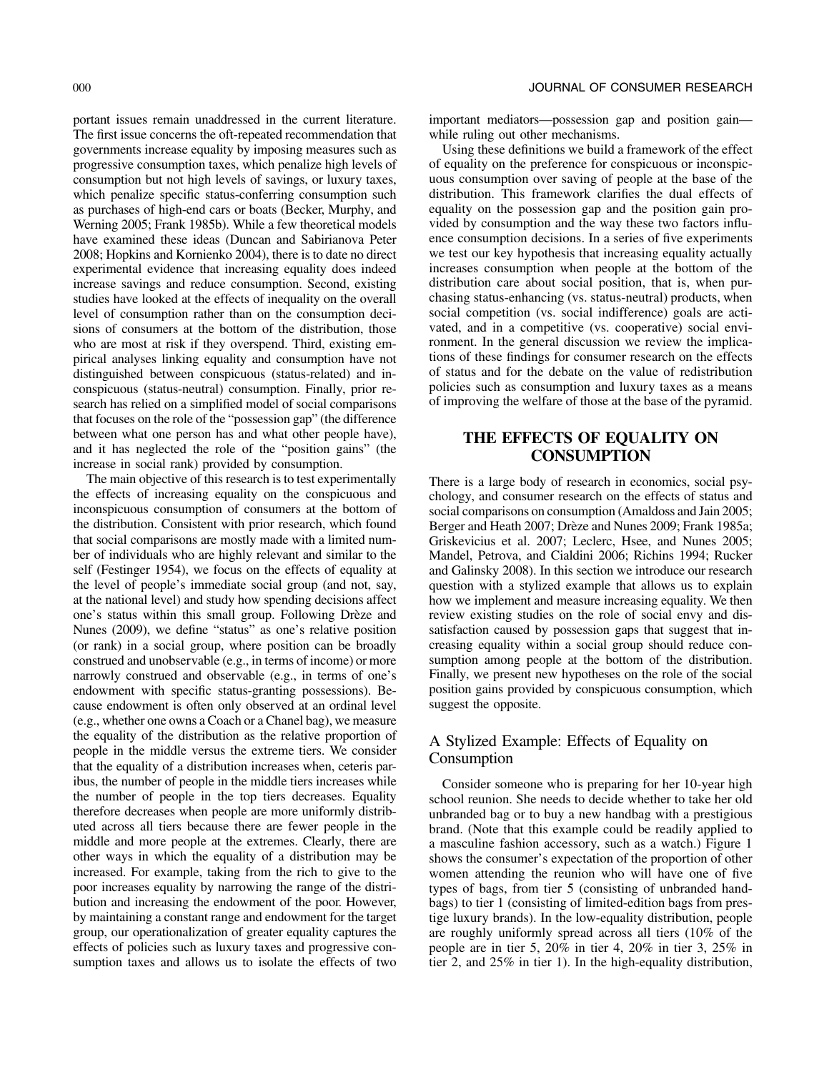portant issues remain unaddressed in the current literature. The first issue concerns the oft-repeated recommendation that governments increase equality by imposing measures such as progressive consumption taxes, which penalize high levels of consumption but not high levels of savings, or luxury taxes, which penalize specific status-conferring consumption such as purchases of high-end cars or boats (Becker, Murphy, and Werning 2005; Frank 1985b). While a few theoretical models have examined these ideas (Duncan and Sabirianova Peter 2008; Hopkins and Kornienko 2004), there is to date no direct experimental evidence that increasing equality does indeed increase savings and reduce consumption. Second, existing studies have looked at the effects of inequality on the overall level of consumption rather than on the consumption decisions of consumers at the bottom of the distribution, those who are most at risk if they overspend. Third, existing empirical analyses linking equality and consumption have not distinguished between conspicuous (status-related) and inconspicuous (status-neutral) consumption. Finally, prior research has relied on a simplified model of social comparisons that focuses on the role of the "possession gap" (the difference between what one person has and what other people have), and it has neglected the role of the "position gains" (the increase in social rank) provided by consumption.

The main objective of this research is to test experimentally the effects of increasing equality on the conspicuous and inconspicuous consumption of consumers at the bottom of the distribution. Consistent with prior research, which found that social comparisons are mostly made with a limited number of individuals who are highly relevant and similar to the self (Festinger 1954), we focus on the effects of equality at the level of people's immediate social group (and not, say, at the national level) and study how spending decisions affect one's status within this small group. Following Drèze and Nunes (2009), we define "status" as one's relative position (or rank) in a social group, where position can be broadly construed and unobservable (e.g., in terms of income) or more narrowly construed and observable (e.g., in terms of one's endowment with specific status-granting possessions). Because endowment is often only observed at an ordinal level (e.g., whether one owns a Coach or a Chanel bag), we measure the equality of the distribution as the relative proportion of people in the middle versus the extreme tiers. We consider that the equality of a distribution increases when, ceteris paribus, the number of people in the middle tiers increases while the number of people in the top tiers decreases. Equality therefore decreases when people are more uniformly distributed across all tiers because there are fewer people in the middle and more people at the extremes. Clearly, there are other ways in which the equality of a distribution may be increased. For example, taking from the rich to give to the poor increases equality by narrowing the range of the distribution and increasing the endowment of the poor. However, by maintaining a constant range and endowment for the target group, our operationalization of greater equality captures the effects of policies such as luxury taxes and progressive consumption taxes and allows us to isolate the effects of two important mediators—possession gap and position gain—while ruling out other mechanisms.

Using these definitions we build a framework of the effect of equality on the preference for conspicuous or inconspicuous consumption over saving of people at the base of the distribution. This framework clarifies the dual effects of equality on the possession gap and the position gain provided by consumption and the way these two factors influence consumption decisions. In a series of five experiments we test our key hypothesis that increasing equality actually increases consumption when people at the bottom of the distribution care about social position, that is, when purchasing status-enhancing (vs. status-neutral) products, when social competition (vs. social indifference) goals are activated, and in a competitive (vs. cooperative) social environment. In the general discussion we review the implications of these findings for consumer research on the effects of status and for the debate on the value of redistribution policies such as consumption and luxury taxes as a means of improving the welfare of those at the base of the pyramid.

## THE EFFECTS OF EQUALITY ON CONSUMPTION

There is a large body of research in economics, social psychology, and consumer research on the effects of status and social comparisons on consumption (Amaldoss and Jain 2005; Berger and Heath 2007; Drèze and Nunes 2009; Frank 1985a; Griskevicius et al. 2007; Leclerc, Hsee, and Nunes 2005; Mandel, Petrova, and Cialdini 2006; Richins 1994; Rucker and Galinsky 2008). In this section we introduce our research question with a stylized example that allows us to explain how we implement and measure increasing equality. We then review existing studies on the role of social envy and dissatisfaction caused by possession gaps that suggest that increasing equality within a social group should reduce consumption among people at the bottom of the distribution. Finally, we present new hypotheses on the role of the social position gains provided by conspicuous consumption, which suggest the opposite.

### A Stylized Example: Effects of Equality on Consumption

Consider someone who is preparing for her 10-year high school reunion. She needs to decide whether to take her old unbranded bag or to buy a new handbag with a prestigious brand. (Note that this example could be readily applied to a masculine fashion accessory, such as a watch.) Figure 1 shows the consumer's expectation of the proportion of other women attending the reunion who will have one of five types of bags, from tier 5 (consisting of unbranded handbags) to tier 1 (consisting of limited-edition bags from prestige luxury brands). In the low-equality distribution, people are roughly uniformly spread across all tiers (10% of the people are in tier 5, 20% in tier 4, 20% in tier 3, 25% in tier 2, and 25% in tier 1). In the high-equality distribution,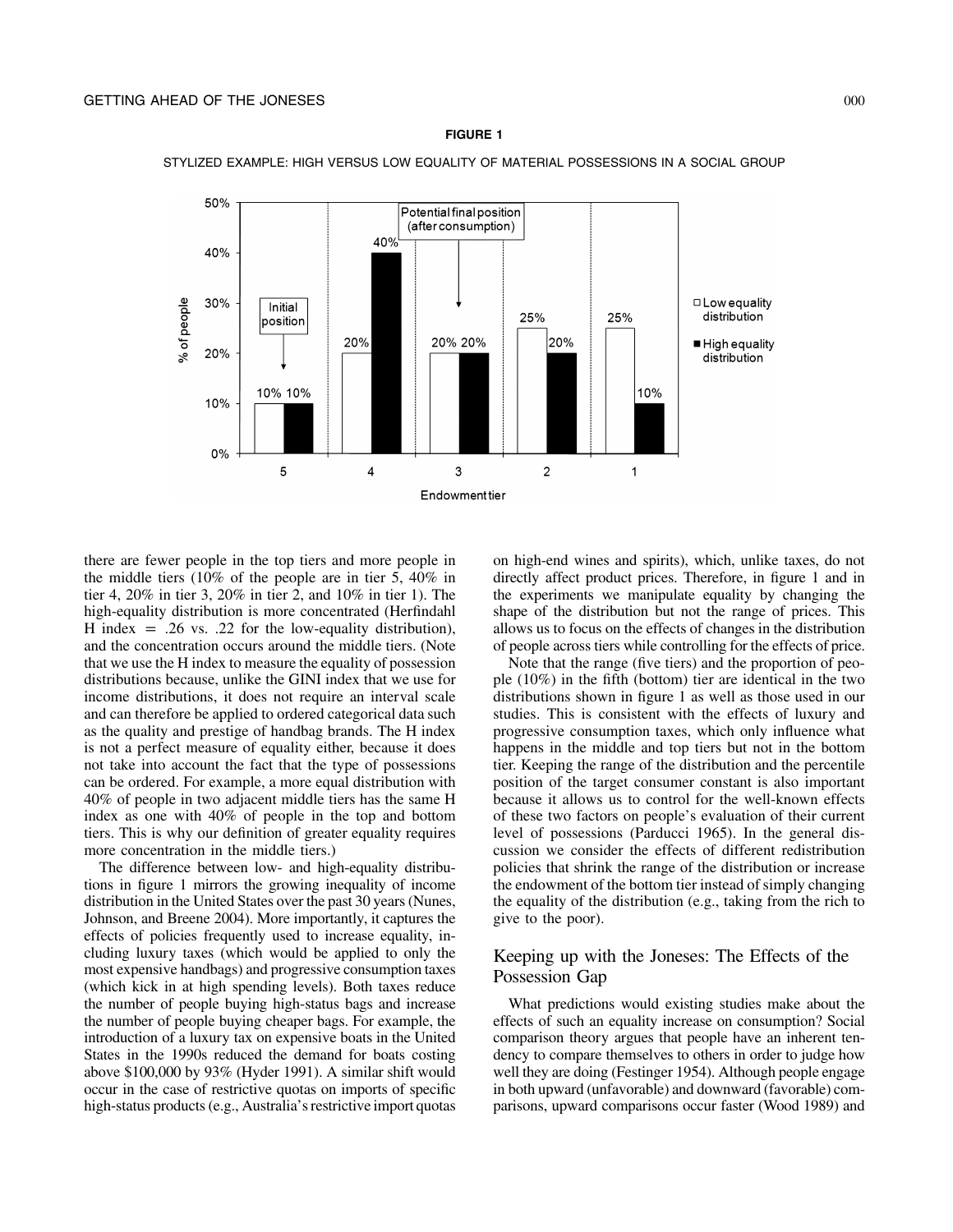**FIGURE 1**

STYLIZED EXAMPLE: HIGH VERSUS LOW EQUALITY OF MATERIAL POSSESSIONS IN A SOCIAL GROUP

| Endowment tier | 5 | 4 | 3 | 2 | 1 |
|---|---|---|---|---|---|
| Low equality distribution (% of people) | 10% | 20% | 20% | 25% | 25% |
| High equality distribution (% of people) | 10% | 40% | 20% | 20% | 10% |

Initial position: tier 5. Potential final position (after consumption): tier 3.

there are fewer people in the top tiers and more people in the middle tiers (10% of the people are in tier 5, 40% in tier 4, 20% in tier 3, 20% in tier 2, and 10% in tier 1). The high-equality distribution is more concentrated (Herfindahl H index = .26 vs. .22 for the low-equality distribution), and the concentration occurs around the middle tiers. (Note that we use the H index to measure the equality of possession distributions because, unlike the GINI index that we use for income distributions, it does not require an interval scale and can therefore be applied to ordered categorical data such as the quality and prestige of handbag brands. The H index is not a perfect measure of equality either, because it does not take into account the fact that the type of possessions can be ordered. For example, a more equal distribution with 40% of people in two adjacent middle tiers has the same H index as one with 40% of people in the top and bottom tiers. This is why our definition of greater equality requires more concentration in the middle tiers.)

The difference between low- and high-equality distributions in figure 1 mirrors the growing inequality of income distribution in the United States over the past 30 years (Nunes, Johnson, and Breene 2004). More importantly, it captures the effects of policies frequently used to increase equality, including luxury taxes (which would be applied to only the most expensive handbags) and progressive consumption taxes (which kick in at high spending levels). Both taxes reduce the number of people buying high-status bags and increase the number of people buying cheaper bags. For example, the introduction of a luxury tax on expensive boats in the United States in the 1990s reduced the demand for boats costing above $100,000 by 93% (Hyder 1991). A similar shift would occur in the case of restrictive quotas on imports of specific high-status products (e.g., Australia's restrictive import quotas on high-end wines and spirits), which, unlike taxes, do not directly affect product prices. Therefore, in figure 1 and in the experiments we manipulate equality by changing the shape of the distribution but not the range of prices. This allows us to focus on the effects of changes in the distribution of people across tiers while controlling for the effects of price.

Note that the range (five tiers) and the proportion of people (10%) in the fifth (bottom) tier are identical in the two distributions shown in figure 1 as well as those used in our studies. This is consistent with the effects of luxury and progressive consumption taxes, which only influence what happens in the middle and top tiers but not in the bottom tier. Keeping the range of the distribution and the percentile position of the target consumer constant is also important because it allows us to control for the well-known effects of these two factors on people's evaluation of their current level of possessions (Parducci 1965). In the general discussion we consider the effects of different redistribution policies that shrink the range of the distribution or increase the endowment of the bottom tier instead of simply changing the equality of the distribution (e.g., taking from the rich to give to the poor).

## Keeping up with the Joneses: The Effects of the Possession Gap

What predictions would existing studies make about the effects of such an equality increase on consumption? Social comparison theory argues that people have an inherent tendency to compare themselves to others in order to judge how well they are doing (Festinger 1954). Although people engage in both upward (unfavorable) and downward (favorable) comparisons, upward comparisons occur faster (Wood 1989) and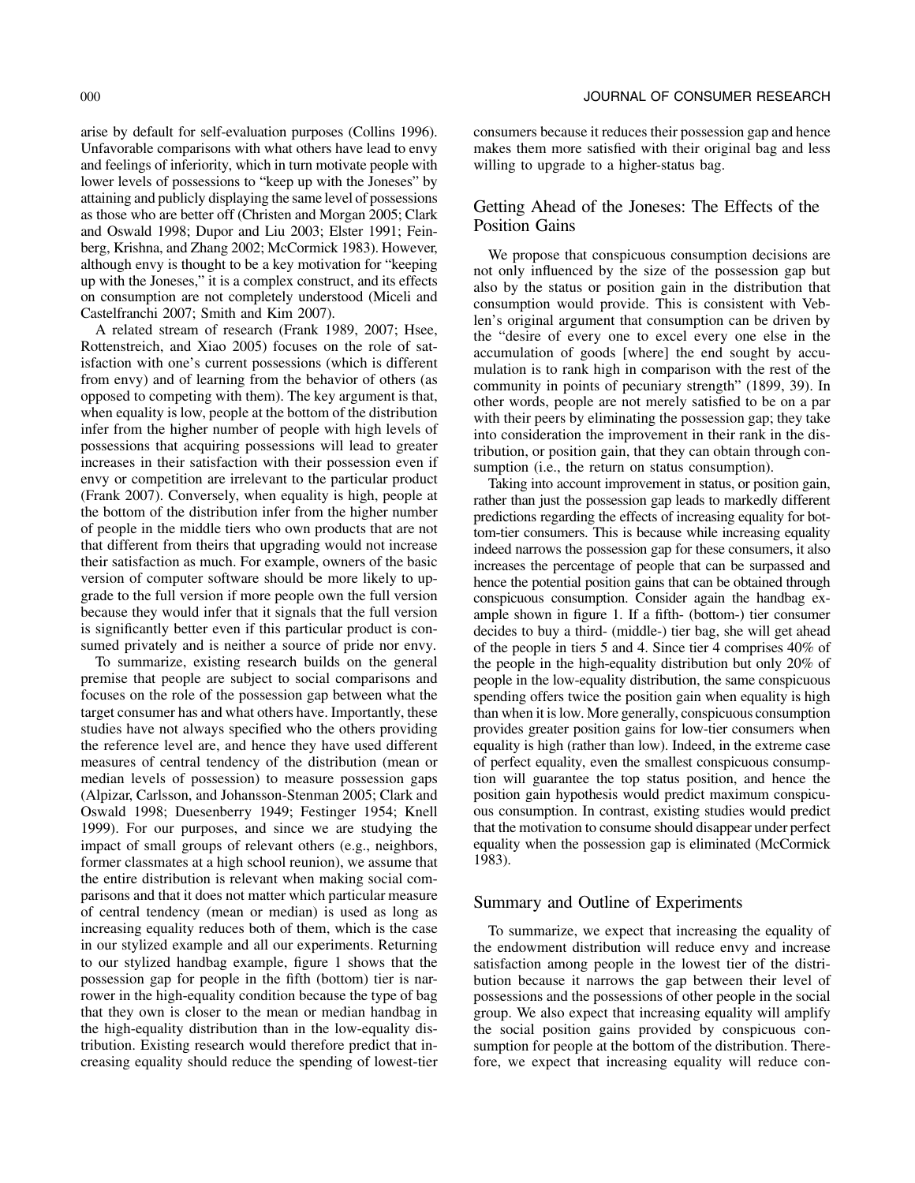arise by default for self-evaluation purposes (Collins 1996). Unfavorable comparisons with what others have lead to envy and feelings of inferiority, which in turn motivate people with lower levels of possessions to "keep up with the Joneses" by attaining and publicly displaying the same level of possessions as those who are better off (Christen and Morgan 2005; Clark and Oswald 1998; Dupor and Liu 2003; Elster 1991; Feinberg, Krishna, and Zhang 2002; McCormick 1983). However, although envy is thought to be a key motivation for "keeping up with the Joneses," it is a complex construct, and its effects on consumption are not completely understood (Miceli and Castelfranchi 2007; Smith and Kim 2007).

A related stream of research (Frank 1989, 2007; Hsee, Rottenstreich, and Xiao 2005) focuses on the role of satisfaction with one's current possessions (which is different from envy) and of learning from the behavior of others (as opposed to competing with them). The key argument is that, when equality is low, people at the bottom of the distribution infer from the higher number of people with high levels of possessions that acquiring possessions will lead to greater increases in their satisfaction with their possession even if envy or competition are irrelevant to the particular product (Frank 2007). Conversely, when equality is high, people at the bottom of the distribution infer from the higher number of people in the middle tiers who own products that are not that different from theirs that upgrading would not increase their satisfaction as much. For example, owners of the basic version of computer software should be more likely to upgrade to the full version if more people own the full version because they would infer that it signals that the full version is significantly better even if this particular product is consumed privately and is neither a source of pride nor envy.

To summarize, existing research builds on the general premise that people are subject to social comparisons and focuses on the role of the possession gap between what the target consumer has and what others have. Importantly, these studies have not always specified who the others providing the reference level are, and hence they have used different measures of central tendency of the distribution (mean or median levels of possession) to measure possession gaps (Alpizar, Carlsson, and Johansson-Stenman 2005; Clark and Oswald 1998; Duesenberry 1949; Festinger 1954; Knell 1999). For our purposes, and since we are studying the impact of small groups of relevant others (e.g., neighbors, former classmates at a high school reunion), we assume that the entire distribution is relevant when making social comparisons and that it does not matter which particular measure of central tendency (mean or median) is used as long as increasing equality reduces both of them, which is the case in our stylized example and all our experiments. Returning to our stylized handbag example, figure 1 shows that the possession gap for people in the fifth (bottom) tier is narrower in the high-equality condition because the type of bag that they own is closer to the mean or median handbag in the high-equality distribution than in the low-equality distribution. Existing research would therefore predict that increasing equality should reduce the spending of lowest-tier consumers because it reduces their possession gap and hence makes them more satisfied with their original bag and less willing to upgrade to a higher-status bag.

## Getting Ahead of the Joneses: The Effects of the Position Gains

We propose that conspicuous consumption decisions are not only influenced by the size of the possession gap but also by the status or position gain in the distribution that consumption would provide. This is consistent with Veblen's original argument that consumption can be driven by the "desire of every one to excel every one else in the accumulation of goods [where] the end sought by accumulation is to rank high in comparison with the rest of the community in points of pecuniary strength" (1899, 39). In other words, people are not merely satisfied to be on a par with their peers by eliminating the possession gap; they take into consideration the improvement in their rank in the distribution, or position gain, that they can obtain through consumption (i.e., the return on status consumption).

Taking into account improvement in status, or position gain, rather than just the possession gap leads to markedly different predictions regarding the effects of increasing equality for bottom-tier consumers. This is because while increasing equality indeed narrows the possession gap for these consumers, it also increases the percentage of people that can be surpassed and hence the potential position gains that can be obtained through conspicuous consumption. Consider again the handbag example shown in figure 1. If a fifth- (bottom-) tier consumer decides to buy a third- (middle-) tier bag, she will get ahead of the people in tiers 5 and 4. Since tier 4 comprises 40% of the people in the high-equality distribution but only 20% of people in the low-equality distribution, the same conspicuous spending offers twice the position gain when equality is high than when it is low. More generally, conspicuous consumption provides greater position gains for low-tier consumers when equality is high (rather than low). Indeed, in the extreme case of perfect equality, even the smallest conspicuous consumption will guarantee the top status position, and hence the position gain hypothesis would predict maximum conspicuous consumption. In contrast, existing studies would predict that the motivation to consume should disappear under perfect equality when the possession gap is eliminated (McCormick 1983).

## Summary and Outline of Experiments

To summarize, we expect that increasing the equality of the endowment distribution will reduce envy and increase satisfaction among people in the lowest tier of the distribution because it narrows the gap between their level of possessions and the possessions of other people in the social group. We also expect that increasing equality will amplify the social position gains provided by conspicuous consumption for people at the bottom of the distribution. Therefore, we expect that increasing equality will reduce con-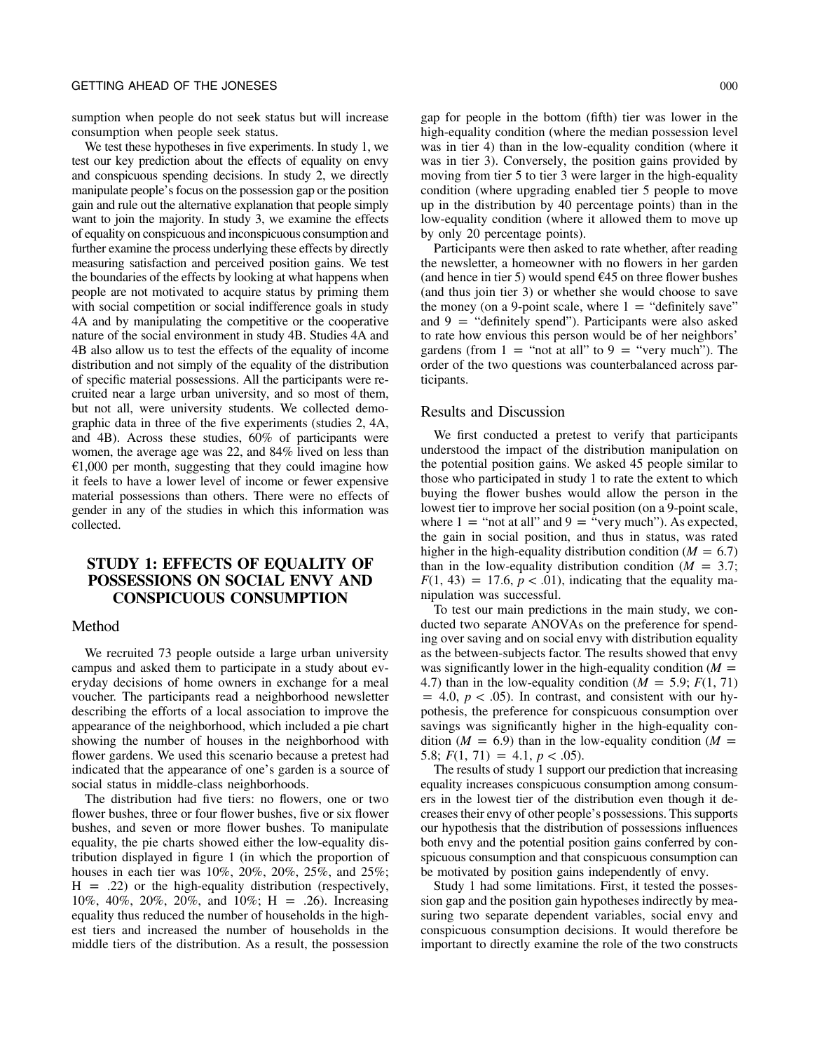sumption when people do not seek status but will increase consumption when people seek status.

We test these hypotheses in five experiments. In study 1, we test our key prediction about the effects of equality on envy and conspicuous spending decisions. In study 2, we directly manipulate people's focus on the possession gap or the position gain and rule out the alternative explanation that people simply want to join the majority. In study 3, we examine the effects of equality on conspicuous and inconspicuous consumption and further examine the process underlying these effects by directly measuring satisfaction and perceived position gains. We test the boundaries of the effects by looking at what happens when people are not motivated to acquire status by priming them with social competition or social indifference goals in study 4A and by manipulating the competitive or the cooperative nature of the social environment in study 4B. Studies 4A and 4B also allow us to test the effects of the equality of income distribution and not simply of the equality of the distribution of specific material possessions. All the participants were recruited near a large urban university, and so most of them, but not all, were university students. We collected demographic data in three of the five experiments (studies 2, 4A, and 4B). Across these studies, 60% of participants were women, the average age was 22, and 84% lived on less than €1,000 per month, suggesting that they could imagine how it feels to have a lower level of income or fewer expensive material possessions than others. There were no effects of gender in any of the studies in which this information was collected.

## STUDY 1: EFFECTS OF EQUALITY OF POSSESSIONS ON SOCIAL ENVY AND CONSPICUOUS CONSUMPTION

### Method

We recruited 73 people outside a large urban university campus and asked them to participate in a study about everyday decisions of home owners in exchange for a meal voucher. The participants read a neighborhood newsletter describing the efforts of a local association to improve the appearance of the neighborhood, which included a pie chart showing the number of houses in the neighborhood with flower gardens. We used this scenario because a pretest had indicated that the appearance of one's garden is a source of social status in middle-class neighborhoods.

The distribution had five tiers: no flowers, one or two flower bushes, three or four flower bushes, five or six flower bushes, and seven or more flower bushes. To manipulate equality, the pie charts showed either the low-equality distribution displayed in figure 1 (in which the proportion of houses in each tier was 10%, 20%, 20%, 25%, and 25%; $H = .22$) or the high-equality distribution (respectively, 10%, 40%, 20%, 20%, and 10%; $H = .26$). Increasing equality thus reduced the number of households in the highest tiers and increased the number of households in the middle tiers of the distribution. As a result, the possession gap for people in the bottom (fifth) tier was lower in the high-equality condition (where the median possession level was in tier 4) than in the low-equality condition (where it was in tier 3). Conversely, the position gains provided by moving from tier 5 to tier 3 were larger in the high-equality condition (where upgrading enabled tier 5 people to move up in the distribution by 40 percentage points) than in the low-equality condition (where it allowed them to move up by only 20 percentage points).

Participants were then asked to rate whether, after reading the newsletter, a homeowner with no flowers in her garden (and hence in tier 5) would spend €45 on three flower bushes (and thus join tier 3) or whether she would choose to save the money (on a 9-point scale, where 1 = "definitely save" and 9 = "definitely spend"). Participants were also asked to rate how envious this person would be of her neighbors' gardens (from 1 = "not at all" to 9 = "very much"). The order of the two questions was counterbalanced across participants.

### Results and Discussion

We first conducted a pretest to verify that participants understood the impact of the distribution manipulation on the potential position gains. We asked 45 people similar to those who participated in study 1 to rate the extent to which buying the flower bushes would allow the person in the lowest tier to improve her social position (on a 9-point scale, where 1 = "not at all" and 9 = "very much"). As expected, the gain in social position, and thus in status, was rated higher in the high-equality distribution condition ($M = 6.7$) than in the low-equality distribution condition ($M = 3.7$; $F(1, 43) = 17.6$, $p < .01$), indicating that the equality manipulation was successful.

To test our main predictions in the main study, we conducted two separate ANOVAs on the preference for spending over saving and on social envy with distribution equality as the between-subjects factor. The results showed that envy was significantly lower in the high-equality condition ($M = 4.7$) than in the low-equality condition ($M = 5.9$; $F(1, 71) = 4.0$, $p < .05$). In contrast, and consistent with our hypothesis, the preference for conspicuous consumption over savings was significantly higher in the high-equality condition ($M = 6.9$) than in the low-equality condition ($M = 5.8$; $F(1, 71) = 4.1$, $p < .05$).

The results of study 1 support our prediction that increasing equality increases conspicuous consumption among consumers in the lowest tier of the distribution even though it decreases their envy of other people's possessions. This supports our hypothesis that the distribution of possessions influences both envy and the potential position gains conferred by conspicuous consumption and that conspicuous consumption can be motivated by position gains independently of envy.

Study 1 had some limitations. First, it tested the possession gap and the position gain hypotheses indirectly by measuring two separate dependent variables, social envy and conspicuous consumption decisions. It would therefore be important to directly examine the role of the two constructs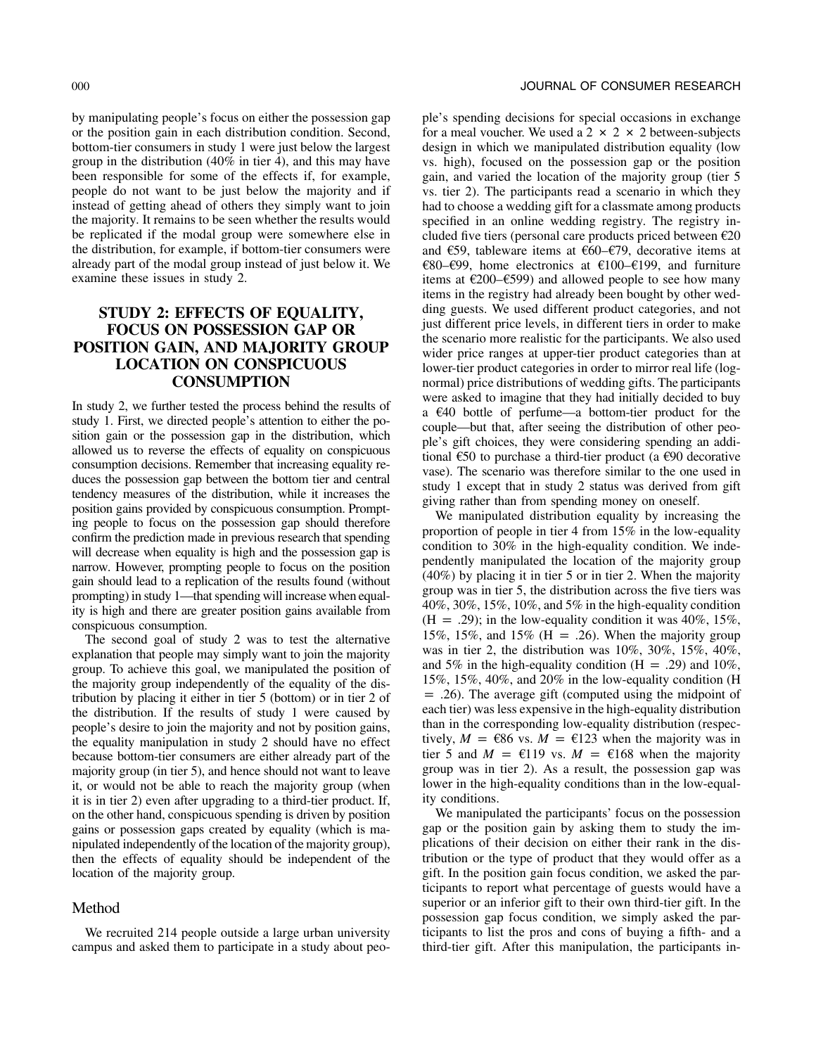by manipulating people's focus on either the possession gap or the position gain in each distribution condition. Second, bottom-tier consumers in study 1 were just below the largest group in the distribution (40% in tier 4), and this may have been responsible for some of the effects if, for example, people do not want to be just below the majority and if instead of getting ahead of others they simply want to join the majority. It remains to be seen whether the results would be replicated if the modal group were somewhere else in the distribution, for example, if bottom-tier consumers were already part of the modal group instead of just below it. We examine these issues in study 2.

## STUDY 2: EFFECTS OF EQUALITY, FOCUS ON POSSESSION GAP OR POSITION GAIN, AND MAJORITY GROUP LOCATION ON CONSPICUOUS CONSUMPTION

In study 2, we further tested the process behind the results of study 1. First, we directed people's attention to either the position gain or the possession gap in the distribution, which allowed us to reverse the effects of equality on conspicuous consumption decisions. Remember that increasing equality reduces the possession gap between the bottom tier and central tendency measures of the distribution, while it increases the position gains provided by conspicuous consumption. Prompting people to focus on the possession gap should therefore confirm the prediction made in previous research that spending will decrease when equality is high and the possession gap is narrow. However, prompting people to focus on the position gain should lead to a replication of the results found (without prompting) in study 1—that spending will increase when equality is high and there are greater position gains available from conspicuous consumption.

The second goal of study 2 was to test the alternative explanation that people may simply want to join the majority group. To achieve this goal, we manipulated the position of the majority group independently of the equality of the distribution by placing it either in tier 5 (bottom) or in tier 2 of the distribution. If the results of study 1 were caused by people's desire to join the majority and not by position gains, the equality manipulation in study 2 should have no effect because bottom-tier consumers are either already part of the majority group (in tier 5), and hence should not want to leave it, or would not be able to reach the majority group (when it is in tier 2) even after upgrading to a third-tier product. If, on the other hand, conspicuous spending is driven by position gains or possession gaps created by equality (which is manipulated independently of the location of the majority group), then the effects of equality should be independent of the location of the majority group.

### Method

We recruited 214 people outside a large urban university campus and asked them to participate in a study about people's spending decisions for special occasions in exchange for a meal voucher. We used a 2 × 2 × 2 between-subjects design in which we manipulated distribution equality (low vs. high), focused on the possession gap or the position gain, and varied the location of the majority group (tier 5 vs. tier 2). The participants read a scenario in which they had to choose a wedding gift for a classmate among products specified in an online wedding registry. The registry included five tiers (personal care products priced between €20 and €59, tableware items at €60–€79, decorative items at €80–€99, home electronics at €100–€199, and furniture items at €200–€599) and allowed people to see how many items in the registry had already been bought by other wedding guests. We used different product categories, and not just different price levels, in different tiers in order to make the scenario more realistic for the participants. We also used wider price ranges at upper-tier product categories than at lower-tier product categories in order to mirror real life (log-normal) price distributions of wedding gifts. The participants were asked to imagine that they had initially decided to buy a €40 bottle of perfume—a bottom-tier product for the couple—but that, after seeing the distribution of other people's gift choices, they were considering spending an additional €50 to purchase a third-tier product (a €90 decorative vase). The scenario was therefore similar to the one used in study 1 except that in study 2 status was derived from gift giving rather than from spending money on oneself.

We manipulated distribution equality by increasing the proportion of people in tier 4 from 15% in the low-equality condition to 30% in the high-equality condition. We independently manipulated the location of the majority group (40%) by placing it in tier 5 or in tier 2. When the majority group was in tier 5, the distribution across the five tiers was 40%, 30%, 15%, 10%, and 5% in the high-equality condition ($H = .29$); in the low-equality condition it was 40%, 15%, 15%, 15%, and 15% ($H = .26$). When the majority group was in tier 2, the distribution was 10%, 30%, 15%, 40%, and 5% in the high-equality condition ($H = .29$) and 10%, 15%, 15%, 40%, and 20% in the low-equality condition ($H = .26$). The average gift (computed using the midpoint of each tier) was less expensive in the high-equality distribution than in the corresponding low-equality distribution (respectively, $M =$ €86 vs. $M =$ €123 when the majority was in tier 5 and $M =$ €119 vs. $M =$ €168 when the majority group was in tier 2). As a result, the possession gap was lower in the high-equality conditions than in the low-equality conditions.

We manipulated the participants' focus on the possession gap or the position gain by asking them to study the implications of their decision on either their rank in the distribution or the type of product that they would offer as a gift. In the position gain focus condition, we asked the participants to report what percentage of guests would have a superior or an inferior gift to their own third-tier gift. In the possession gap focus condition, we simply asked the participants to list the pros and cons of buying a fifth- and a third-tier gift. After this manipulation, the participants in-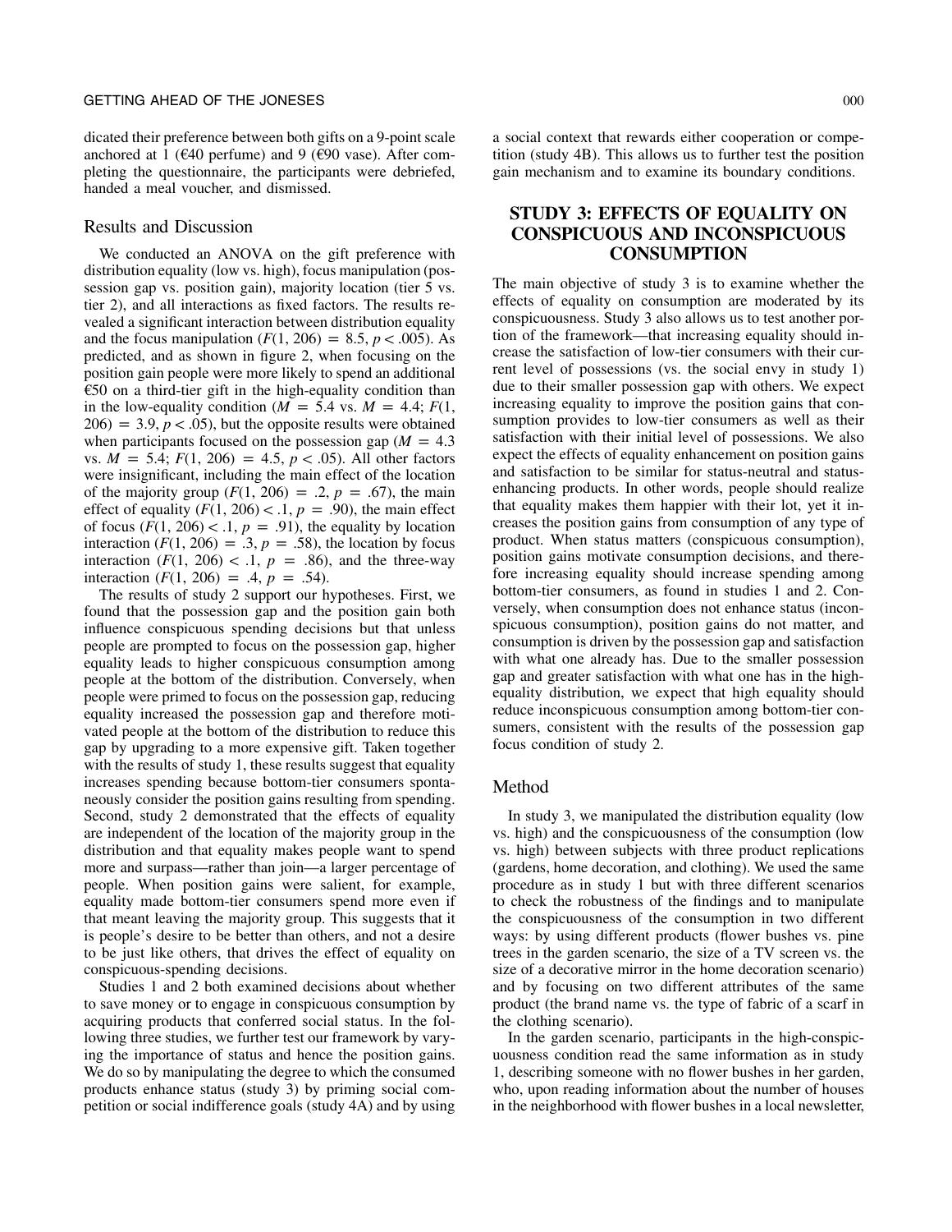dicated their preference between both gifts on a 9-point scale anchored at 1 (€40 perfume) and 9 (€90 vase). After completing the questionnaire, the participants were debriefed, handed a meal voucher, and dismissed.

## Results and Discussion

We conducted an ANOVA on the gift preference with distribution equality (low vs. high), focus manipulation (possession gap vs. position gain), majority location (tier 5 vs. tier 2), and all interactions as fixed factors. The results revealed a significant interaction between distribution equality and the focus manipulation ($F(1, 206) = 8.5$, $p < .005$). As predicted, and as shown in figure 2, when focusing on the position gain people were more likely to spend an additional €50 on a third-tier gift in the high-equality condition than in the low-equality condition ($M = 5.4$ vs. $M = 4.4$; $F(1, 206) = 3.9$, $p < .05$), but the opposite results were obtained when participants focused on the possession gap ($M = 4.3$ vs. $M = 5.4$; $F(1, 206) = 4.5$, $p < .05$). All other factors were insignificant, including the main effect of the location of the majority group ($F(1, 206) = .2$, $p = .67$), the main effect of equality ($F(1, 206) < .1$, $p = .90$), the main effect of focus ($F(1, 206) < .1$, $p = .91$), the equality by location interaction ($F(1, 206) = .3$, $p = .58$), the location by focus interaction ($F(1, 206) < .1$, $p = .86$), and the three-way interaction ($F(1, 206) = .4$, $p = .54$).

The results of study 2 support our hypotheses. First, we found that the possession gap and the position gain both influence conspicuous spending decisions but that unless people are prompted to focus on the possession gap, higher equality leads to higher conspicuous consumption among people at the bottom of the distribution. Conversely, when people were primed to focus on the possession gap, reducing equality increased the possession gap and therefore motivated people at the bottom of the distribution to reduce this gap by upgrading to a more expensive gift. Taken together with the results of study 1, these results suggest that equality increases spending because bottom-tier consumers spontaneously consider the position gains resulting from spending. Second, study 2 demonstrated that the effects of equality are independent of the location of the majority group in the distribution and that equality makes people want to spend more and surpass—rather than join—a larger percentage of people. When position gains were salient, for example, equality made bottom-tier consumers spend more even if that meant leaving the majority group. This suggests that it is people's desire to be better than others, and not a desire to be just like others, that drives the effect of equality on conspicuous-spending decisions.

Studies 1 and 2 both examined decisions about whether to save money or to engage in conspicuous consumption by acquiring products that conferred social status. In the following three studies, we further test our framework by varying the importance of status and hence the position gains. We do so by manipulating the degree to which the consumed products enhance status (study 3) by priming social competition or social indifference goals (study 4A) and by using a social context that rewards either cooperation or competition (study 4B). This allows us to further test the position gain mechanism and to examine its boundary conditions.

# STUDY 3: EFFECTS OF EQUALITY ON CONSPICUOUS AND INCONSPICUOUS CONSUMPTION

The main objective of study 3 is to examine whether the effects of equality on consumption are moderated by its conspicuousness. Study 3 also allows us to test another portion of the framework—that increasing equality should increase the satisfaction of low-tier consumers with their current level of possessions (vs. the social envy in study 1) due to their smaller possession gap with others. We expect increasing equality to improve the position gains that consumption provides to low-tier consumers as well as their satisfaction with their initial level of possessions. We also expect the effects of equality enhancement on position gains and satisfaction to be similar for status-neutral and status-enhancing products. In other words, people should realize that equality makes them happier with their lot, yet it increases the position gains from consumption of any type of product. When status matters (conspicuous consumption), position gains motivate consumption decisions, and therefore increasing equality should increase spending among bottom-tier consumers, as found in studies 1 and 2. Conversely, when consumption does not enhance status (inconspicuous consumption), position gains do not matter, and consumption is driven by the possession gap and satisfaction with what one already has. Due to the smaller possession gap and greater satisfaction with what one has in the high-equality distribution, we expect that high equality should reduce inconspicuous consumption among bottom-tier consumers, consistent with the results of the possession gap focus condition of study 2.

## Method

In study 3, we manipulated the distribution equality (low vs. high) and the conspicuousness of the consumption (low vs. high) between subjects with three product replications (gardens, home decoration, and clothing). We used the same procedure as in study 1 but with three different scenarios to check the robustness of the findings and to manipulate the conspicuousness of the consumption in two different ways: by using different products (flower bushes vs. pine trees in the garden scenario, the size of a TV screen vs. the size of a decorative mirror in the home decoration scenario) and by focusing on two different attributes of the same product (the brand name vs. the type of fabric of a scarf in the clothing scenario).

In the garden scenario, participants in the high-conspicuousness condition read the same information as in study 1, describing someone with no flower bushes in her garden, who, upon reading information about the number of houses in the neighborhood with flower bushes in a local newsletter,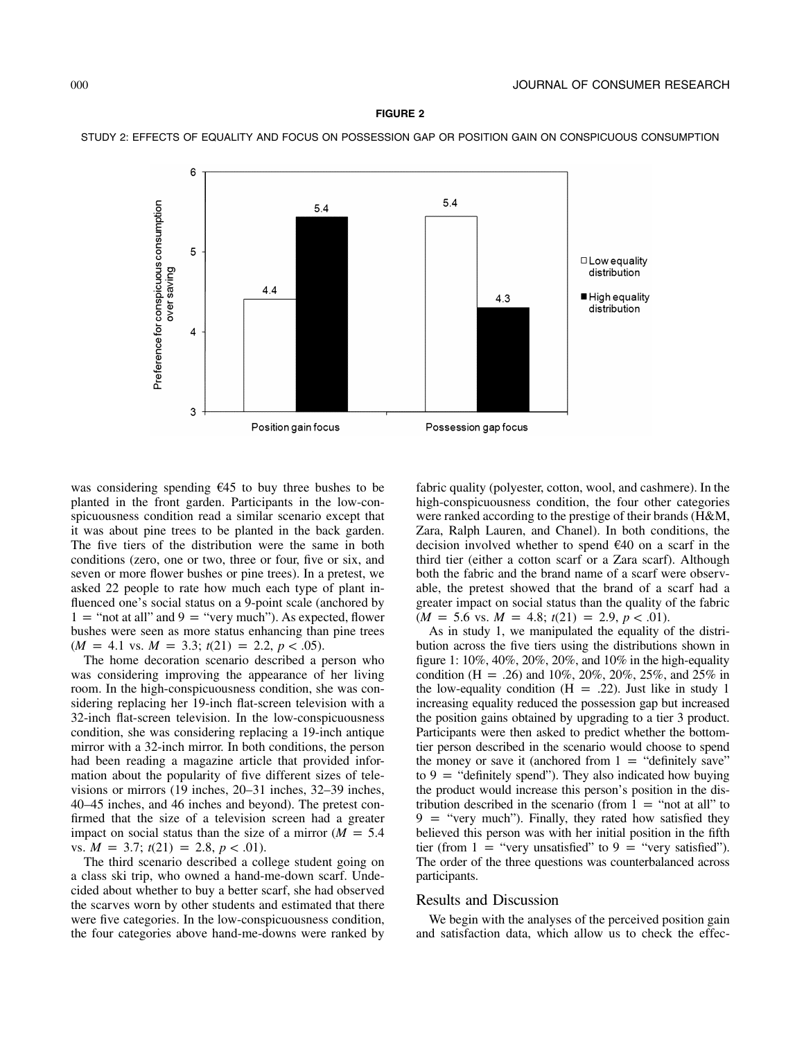**FIGURE 2**

STUDY 2: EFFECTS OF EQUALITY AND FOCUS ON POSSESSION GAP OR POSITION GAIN ON CONSPICUOUS CONSUMPTION

| | Low equality distribution | High equality distribution |
|---|---|---|
| Position gain focus | 4.4 | 5.4 |
| Possession gap focus | 5.4 | 4.3 |

was considering spending €45 to buy three bushes to be planted in the front garden. Participants in the low-conspicuousness condition read a similar scenario except that it was about pine trees to be planted in the back garden. The five tiers of the distribution were the same in both conditions (zero, one or two, three or four, five or six, and seven or more flower bushes or pine trees). In a pretest, we asked 22 people to rate how much each type of plant influenced one's social status on a 9-point scale (anchored by 1 = "not at all" and 9 = "very much"). As expected, flower bushes were seen as more status enhancing than pine trees ($M = 4.1$ vs. $M = 3.3$; $t(21) = 2.2$, $p < .05$).

The home decoration scenario described a person who was considering improving the appearance of her living room. In the high-conspicuousness condition, she was considering replacing her 19-inch flat-screen television with a 32-inch flat-screen television. In the low-conspicuousness condition, she was considering replacing a 19-inch antique mirror with a 32-inch mirror. In both conditions, the person had been reading a magazine article that provided information about the popularity of five different sizes of televisions or mirrors (19 inches, 20–31 inches, 32–39 inches, 40–45 inches, and 46 inches and beyond). The pretest confirmed that the size of a television screen had a greater impact on social status than the size of a mirror ($M = 5.4$ vs. $M = 3.7$; $t(21) = 2.8$, $p < .01$).

The third scenario described a college student going on a class ski trip, who owned a hand-me-down scarf. Undecided about whether to buy a better scarf, she had observed the scarves worn by other students and estimated that there were five categories. In the low-conspicuousness condition, the four categories above hand-me-downs were ranked by fabric quality (polyester, cotton, wool, and cashmere). In the high-conspicuousness condition, the four other categories were ranked according to the prestige of their brands (H&M, Zara, Ralph Lauren, and Chanel). In both conditions, the decision involved whether to spend €40 on a scarf in the third tier (either a cotton scarf or a Zara scarf). Although both the fabric and the brand name of a scarf were observable, the pretest showed that the brand of a scarf had a greater impact on social status than the quality of the fabric ($M = 5.6$ vs. $M = 4.8$; $t(21) = 2.9$, $p < .01$).

As in study 1, we manipulated the equality of the distribution across the five tiers using the distributions shown in figure 1: 10%, 40%, 20%, 20%, and 10% in the high-equality condition (H = .26) and 10%, 20%, 20%, 25%, and 25% in the low-equality condition (H = .22). Just like in study 1 increasing equality reduced the possession gap but increased the position gains obtained by upgrading to a tier 3 product. Participants were then asked to predict whether the bottom-tier person described in the scenario would choose to spend the money or save it (anchored from 1 = "definitely save" to 9 = "definitely spend"). They also indicated how buying the product would increase this person's position in the distribution described in the scenario (from 1 = "not at all" to 9 = "very much"). Finally, they rated how satisfied they believed this person was with her initial position in the fifth tier (from 1 = "very unsatisfied" to 9 = "very satisfied"). The order of the three questions was counterbalanced across participants.

## Results and Discussion

We begin with the analyses of the perceived position gain and satisfaction data, which allow us to check the effec-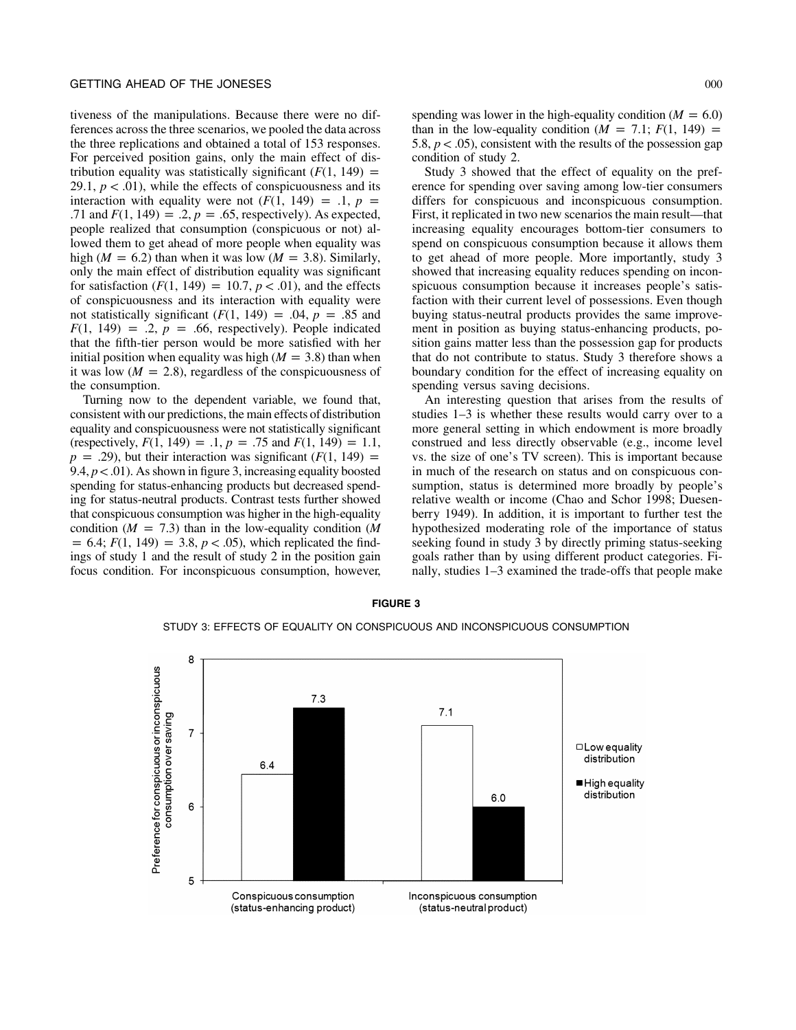tiveness of the manipulations. Because there were no differences across the three scenarios, we pooled the data across the three replications and obtained a total of 153 responses. For perceived position gains, only the main effect of distribution equality was statistically significant ($F(1, 149) = 29.1$, $p < .01$), while the effects of conspicuousness and its interaction with equality were not ($F(1, 149) = .1$, $p = .71$ and $F(1, 149) = .2$, $p = .65$, respectively). As expected, people realized that consumption (conspicuous or not) allowed them to get ahead of more people when equality was high ($M = 6.2$) than when it was low ($M = 3.8$). Similarly, only the main effect of distribution equality was significant for satisfaction ($F(1, 149) = 10.7$, $p < .01$), and the effects of conspicuousness and its interaction with equality were not statistically significant ($F(1, 149) = .04$, $p = .85$ and $F(1, 149) = .2$, $p = .66$, respectively). People indicated that the fifth-tier person would be more satisfied with her initial position when equality was high ($M = 3.8$) than when it was low ($M = 2.8$), regardless of the conspicuousness of the consumption.

Turning now to the dependent variable, we found that, consistent with our predictions, the main effects of distribution equality and conspicuousness were not statistically significant (respectively, $F(1, 149) = .1$, $p = .75$ and $F(1, 149) = 1.1$, $p = .29$), but their interaction was significant ($F(1, 149) = 9.4$, $p < .01$). As shown in figure 3, increasing equality boosted spending for status-enhancing products but decreased spending for status-neutral products. Contrast tests further showed that conspicuous consumption was higher in the high-equality condition ($M = 7.3$) than in the low-equality condition ($M = 6.4$; $F(1, 149) = 3.8$, $p < .05$), which replicated the findings of study 1 and the result of study 2 in the position gain focus condition. For inconspicuous consumption, however, spending was lower in the high-equality condition ($M = 6.0$) than in the low-equality condition ($M = 7.1$; $F(1, 149) = 5.8$, $p < .05$), consistent with the results of the possession gap condition of study 2.

Study 3 showed that the effect of equality on the preference for spending over saving among low-tier consumers differs for conspicuous and inconspicuous consumption. First, it replicated in two new scenarios the main result—that increasing equality encourages bottom-tier consumers to spend on conspicuous consumption because it allows them to get ahead of more people. More importantly, study 3 showed that increasing equality reduces spending on inconspicuous consumption because it increases people's satisfaction with their current level of possessions. Even though buying status-neutral products provides the same improvement in position as buying status-enhancing products, position gains matter less than the possession gap for products that do not contribute to status. Study 3 therefore shows a boundary condition for the effect of increasing equality on spending versus saving decisions.

An interesting question that arises from the results of studies 1–3 is whether these results would carry over to a more general setting in which endowment is more broadly construed and less directly observable (e.g., income level vs. the size of one's TV screen). This is important because in much of the research on status and on conspicuous consumption, status is determined more broadly by people's relative wealth or income (Chao and Schor 1998; Duesenberry 1949). In addition, it is important to further test the hypothesized moderating role of the importance of status seeking found in study 3 by directly priming status-seeking goals rather than by using different product categories. Finally, studies 1–3 examined the trade-offs that people make

**FIGURE 3**

STUDY 3: EFFECTS OF EQUALITY ON CONSPICUOUS AND INCONSPICUOUS CONSUMPTION

| Preference for conspicuous or inconspicuous consumption over saving | Low equality distribution | High equality distribution |
|---|---|---|
| Conspicuous consumption (status-enhancing product) | 6.4 | 7.3 |
| Inconspicuous consumption (status-neutral product) | 7.1 | 6.0 |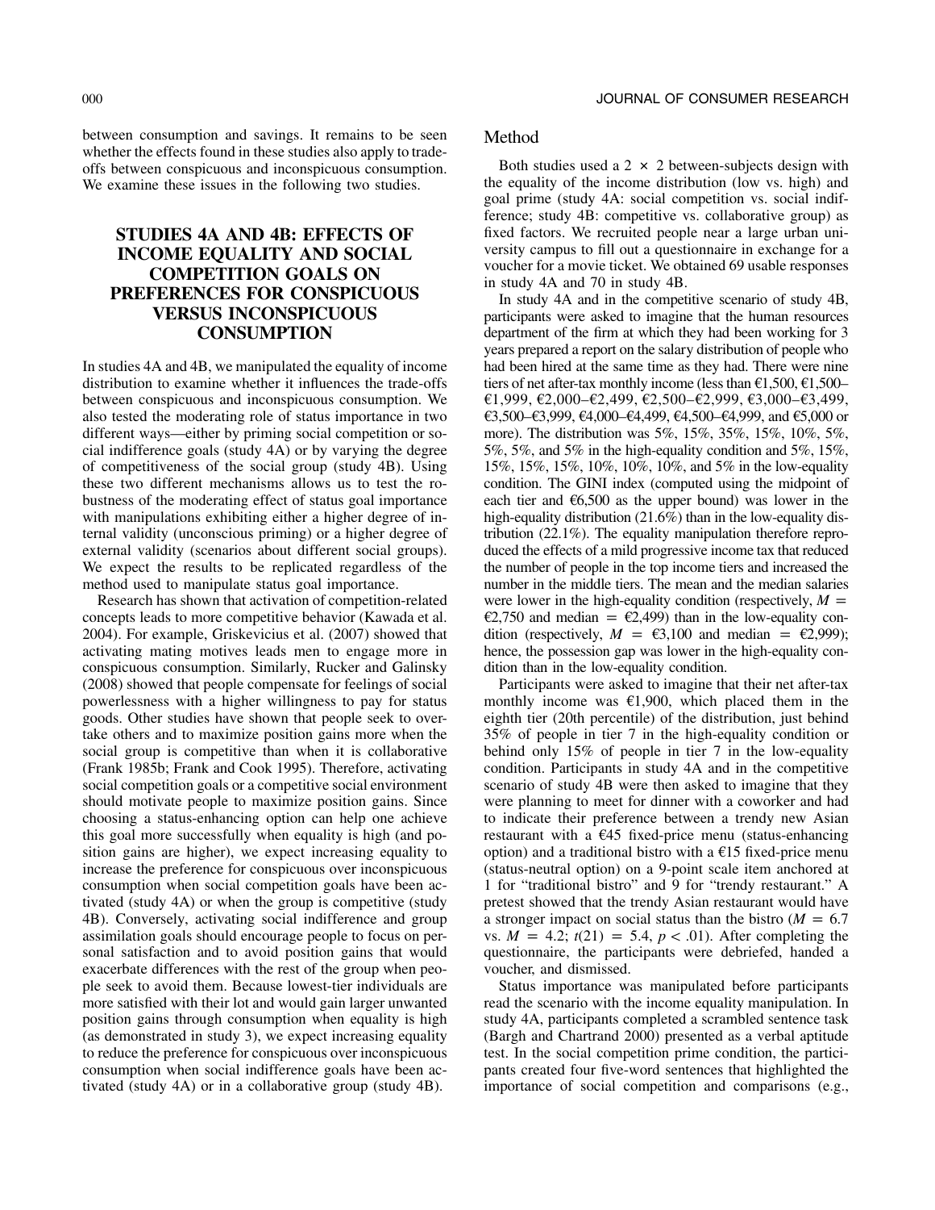between consumption and savings. It remains to be seen whether the effects found in these studies also apply to trade-offs between conspicuous and inconspicuous consumption. We examine these issues in the following two studies.

## STUDIES 4A AND 4B: EFFECTS OF INCOME EQUALITY AND SOCIAL COMPETITION GOALS ON PREFERENCES FOR CONSPICUOUS VERSUS INCONSPICUOUS CONSUMPTION

In studies 4A and 4B, we manipulated the equality of income distribution to examine whether it influences the trade-offs between conspicuous and inconspicuous consumption. We also tested the moderating role of status importance in two different ways—either by priming social competition or social indifference goals (study 4A) or by varying the degree of competitiveness of the social group (study 4B). Using these two different mechanisms allows us to test the robustness of the moderating effect of status goal importance with manipulations exhibiting either a higher degree of internal validity (unconscious priming) or a higher degree of external validity (scenarios about different social groups). We expect the results to be replicated regardless of the method used to manipulate status goal importance.

Research has shown that activation of competition-related concepts leads to more competitive behavior (Kawada et al. 2004). For example, Griskevicius et al. (2007) showed that activating mating motives leads men to engage more in conspicuous consumption. Similarly, Rucker and Galinsky (2008) showed that people compensate for feelings of social powerlessness with a higher willingness to pay for status goods. Other studies have shown that people seek to overtake others and to maximize position gains more when the social group is competitive than when it is collaborative (Frank 1985b; Frank and Cook 1995). Therefore, activating social competition goals or a competitive social environment should motivate people to maximize position gains. Since choosing a status-enhancing option can help one achieve this goal more successfully when equality is high (and position gains are higher), we expect increasing equality to increase the preference for conspicuous over inconspicuous consumption when social competition goals have been activated (study 4A) or when the group is competitive (study 4B). Conversely, activating social indifference and group assimilation goals should encourage people to focus on personal satisfaction and to avoid position gains that would exacerbate differences with the rest of the group when people seek to avoid them. Because lowest-tier individuals are more satisfied with their lot and would gain larger unwanted position gains through consumption when equality is high (as demonstrated in study 3), we expect increasing equality to reduce the preference for conspicuous over inconspicuous consumption when social indifference goals have been activated (study 4A) or in a collaborative group (study 4B).

### Method

Both studies used a 2 × 2 between-subjects design with the equality of the income distribution (low vs. high) and goal prime (study 4A: social competition vs. social indifference; study 4B: competitive vs. collaborative group) as fixed factors. We recruited people near a large urban university campus to fill out a questionnaire in exchange for a voucher for a movie ticket. We obtained 69 usable responses in study 4A and 70 in study 4B.

In study 4A and in the competitive scenario of study 4B, participants were asked to imagine that the human resources department of the firm at which they had been working for 3 years prepared a report on the salary distribution of people who had been hired at the same time as they had. There were nine tiers of net after-tax monthly income (less than €1,500, €1,500–€1,999, €2,000–€2,499, €2,500–€2,999, €3,000–€3,499, €3,500–€3,999, €4,000–€4,499, €4,500–€4,999, and €5,000 or more). The distribution was 5%, 15%, 35%, 15%, 10%, 5%, 5%, 5%, and 5% in the high-equality condition and 5%, 15%, 15%, 15%, 15%, 10%, 10%, 10%, and 5% in the low-equality condition. The GINI index (computed using the midpoint of each tier and €6,500 as the upper bound) was lower in the high-equality distribution (21.6%) than in the low-equality distribution (22.1%). The equality manipulation therefore reproduced the effects of a mild progressive income tax that reduced the number of people in the top income tiers and increased the number in the middle tiers. The mean and the median salaries were lower in the high-equality condition (respectively, $M$ = €2,750 and median = €2,499) than in the low-equality condition (respectively, $M$ = €3,100 and median = €2,999); hence, the possession gap was lower in the high-equality condition than in the low-equality condition.

Participants were asked to imagine that their net after-tax monthly income was €1,900, which placed them in the eighth tier (20th percentile) of the distribution, just behind 35% of people in tier 7 in the high-equality condition or behind only 15% of people in tier 7 in the low-equality condition. Participants in study 4A and in the competitive scenario of study 4B were then asked to imagine that they were planning to meet for dinner with a coworker and had to indicate their preference between a trendy new Asian restaurant with a €45 fixed-price menu (status-enhancing option) and a traditional bistro with a €15 fixed-price menu (status-neutral option) on a 9-point scale item anchored at 1 for "traditional bistro" and 9 for "trendy restaurant." A pretest showed that the trendy Asian restaurant would have a stronger impact on social status than the bistro ($M$ = 6.7 vs. $M$ = 4.2; $t(21) = 5.4$, $p < .01$). After completing the questionnaire, the participants were debriefed, handed a voucher, and dismissed.

Status importance was manipulated before participants read the scenario with the income equality manipulation. In study 4A, participants completed a scrambled sentence task (Bargh and Chartrand 2000) presented as a verbal aptitude test. In the social competition prime condition, the participants created four five-word sentences that highlighted the importance of social competition and comparisons (e.g.,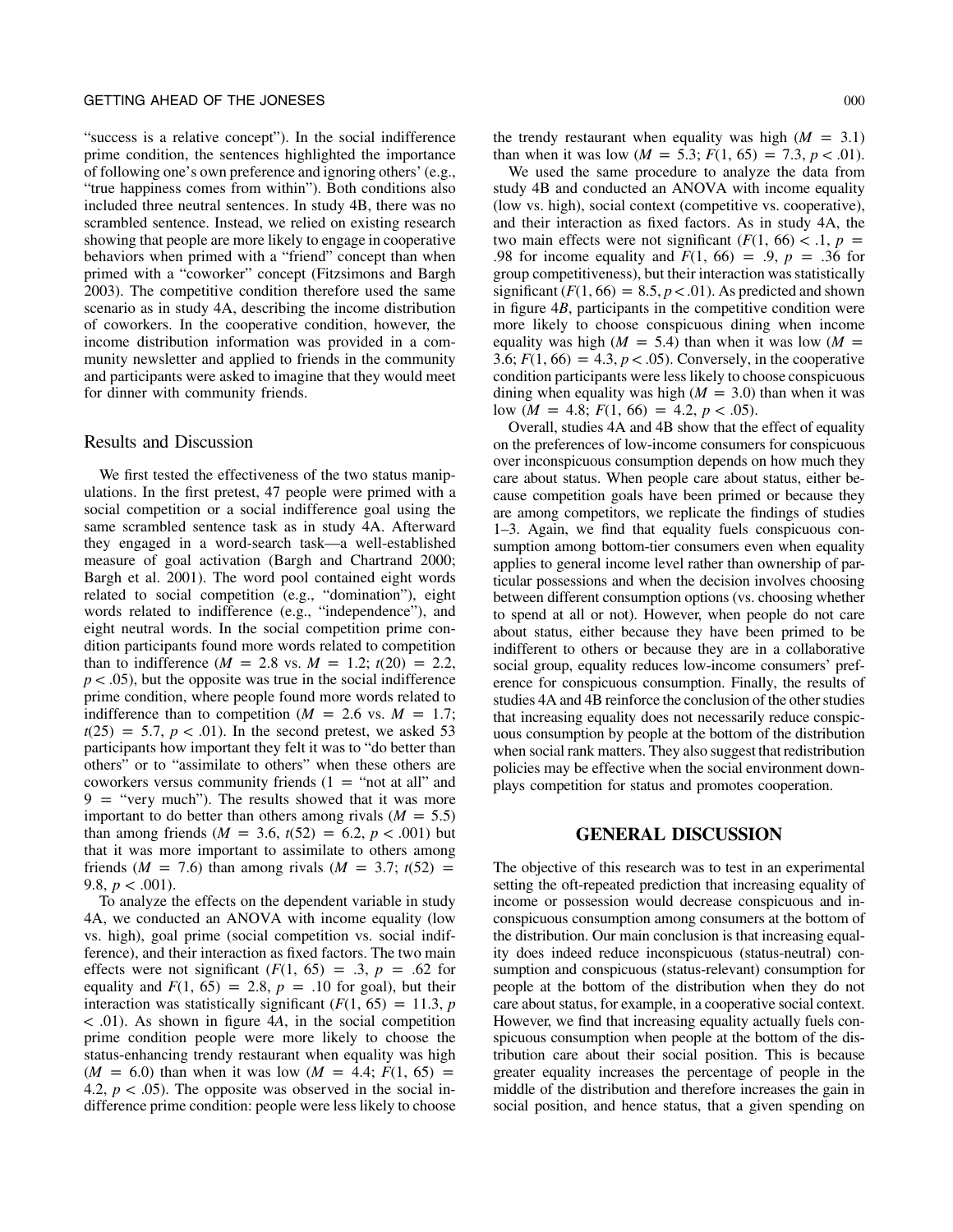"success is a relative concept"). In the social indifference prime condition, the sentences highlighted the importance of following one's own preference and ignoring others' (e.g., "true happiness comes from within"). Both conditions also included three neutral sentences. In study 4B, there was no scrambled sentence. Instead, we relied on existing research showing that people are more likely to engage in cooperative behaviors when primed with a "friend" concept than when primed with a "coworker" concept (Fitzsimons and Bargh 2003). The competitive condition therefore used the same scenario as in study 4A, describing the income distribution of coworkers. In the cooperative condition, however, the income distribution information was provided in a community newsletter and applied to friends in the community and participants were asked to imagine that they would meet for dinner with community friends.

## Results and Discussion

We first tested the effectiveness of the two status manipulations. In the first pretest, 47 people were primed with a social competition or a social indifference goal using the same scrambled sentence task as in study 4A. Afterward they engaged in a word-search task—a well-established measure of goal activation (Bargh and Chartrand 2000; Bargh et al. 2001). The word pool contained eight words related to social competition (e.g., "domination"), eight words related to indifference (e.g., "independence"), and eight neutral words. In the social competition prime condition participants found more words related to competition than to indifference ($M = 2.8$ vs. $M = 1.2$; $t(20) = 2.2$, $p < .05$), but the opposite was true in the social indifference prime condition, where people found more words related to indifference than to competition ($M = 2.6$ vs. $M = 1.7$; $t(25) = 5.7$, $p < .01$). In the second pretest, we asked 53 participants how important they felt it was to "do better than others" or to "assimilate to others" when these others are coworkers versus community friends (1 = "not at all" and 9 = "very much"). The results showed that it was more important to do better than others among rivals ($M = 5.5$) than among friends ($M = 3.6$, $t(52) = 6.2$, $p < .001$) but that it was more important to assimilate to others among friends ($M = 7.6$) than among rivals ($M = 3.7$; $t(52) = 9.8$, $p < .001$).

To analyze the effects on the dependent variable in study 4A, we conducted an ANOVA with income equality (low vs. high), goal prime (social competition vs. social indifference), and their interaction as fixed factors. The two main effects were not significant ($F(1, 65) = .3$, $p = .62$ for equality and $F(1, 65) = 2.8$, $p = .10$ for goal), but their interaction was statistically significant ($F(1, 65) = 11.3$, $p < .01$). As shown in figure 4*A*, in the social competition prime condition people were more likely to choose the status-enhancing trendy restaurant when equality was high ($M = 6.0$) than when it was low ($M = 4.4$; $F(1, 65) = 4.2$, $p < .05$). The opposite was observed in the social indifference prime condition: people were less likely to choose the trendy restaurant when equality was high ($M = 3.1$) than when it was low ($M = 5.3$; $F(1, 65) = 7.3$, $p < .01$).

We used the same procedure to analyze the data from study 4B and conducted an ANOVA with income equality (low vs. high), social context (competitive vs. cooperative), and their interaction as fixed factors. As in study 4A, the two main effects were not significant ($F(1, 66) < .1$, $p = .98$ for income equality and $F(1, 66) = .9$, $p = .36$ for group competitiveness), but their interaction was statistically significant ($F(1, 66) = 8.5$, $p < .01$). As predicted and shown in figure 4*B*, participants in the competitive condition were more likely to choose conspicuous dining when income equality was high ($M = 5.4$) than when it was low ($M = 3.6$; $F(1, 66) = 4.3$, $p < .05$). Conversely, in the cooperative condition participants were less likely to choose conspicuous dining when equality was high ($M = 3.0$) than when it was low ($M = 4.8$; $F(1, 66) = 4.2$, $p < .05$).

Overall, studies 4A and 4B show that the effect of equality on the preferences of low-income consumers for conspicuous over inconspicuous consumption depends on how much they care about status. When people care about status, either because competition goals have been primed or because they are among competitors, we replicate the findings of studies 1–3. Again, we find that equality fuels conspicuous consumption among bottom-tier consumers even when equality applies to general income level rather than ownership of particular possessions and when the decision involves choosing between different consumption options (vs. choosing whether to spend at all or not). However, when people do not care about status, either because they have been primed to be indifferent to others or because they are in a collaborative social group, equality reduces low-income consumers' preference for conspicuous consumption. Finally, the results of studies 4A and 4B reinforce the conclusion of the other studies that increasing equality does not necessarily reduce conspicuous consumption by people at the bottom of the distribution when social rank matters. They also suggest that redistribution policies may be effective when the social environment downplays competition for status and promotes cooperation.

## GENERAL DISCUSSION

The objective of this research was to test in an experimental setting the oft-repeated prediction that increasing equality of income or possession would decrease conspicuous and inconspicuous consumption among consumers at the bottom of the distribution. Our main conclusion is that increasing equality does indeed reduce inconspicuous (status-neutral) consumption and conspicuous (status-relevant) consumption for people at the bottom of the distribution when they do not care about status, for example, in a cooperative social context. However, we find that increasing equality actually fuels conspicuous consumption when people at the bottom of the distribution care about their social position. This is because greater equality increases the percentage of people in the middle of the distribution and therefore increases the gain in social position, and hence status, that a given spending on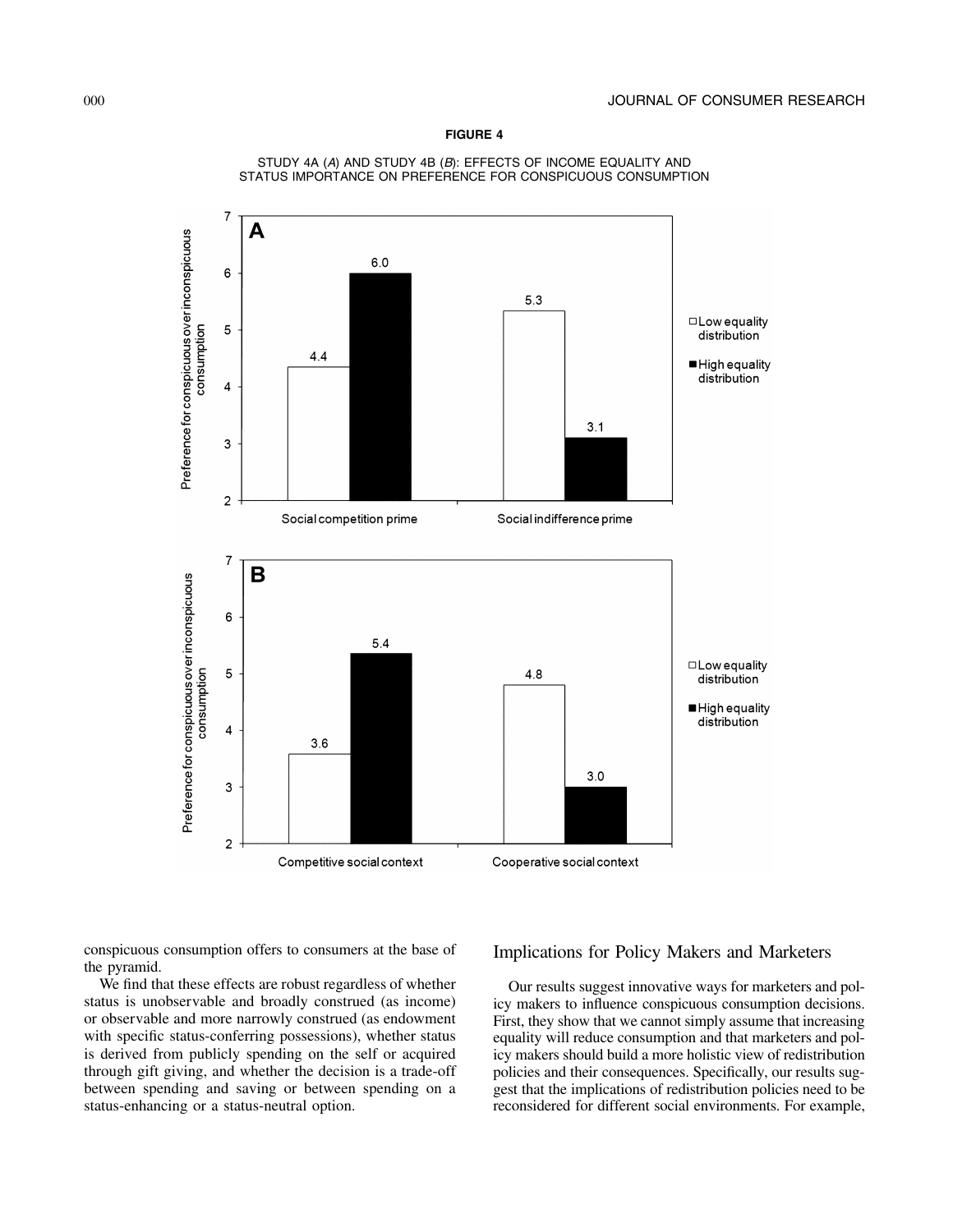**FIGURE 4**

STUDY 4A (*A*) AND STUDY 4B (*B*): EFFECTS OF INCOME EQUALITY AND STATUS IMPORTANCE ON PREFERENCE FOR CONSPICUOUS CONSUMPTION

conspicuous consumption offers to consumers at the base of the pyramid.

We find that these effects are robust regardless of whether status is unobservable and broadly construed (as income) or observable and more narrowly construed (as endowment with specific status-conferring possessions), whether status is derived from publicly spending on the self or acquired through gift giving, and whether the decision is a trade-off between spending and saving or between spending on a status-enhancing or a status-neutral option.

## Implications for Policy Makers and Marketers

Our results suggest innovative ways for marketers and policy makers to influence conspicuous consumption decisions. First, they show that we cannot simply assume that increasing equality will reduce consumption and that marketers and policy makers should build a more holistic view of redistribution policies and their consequences. Specifically, our results suggest that the implications of redistribution policies need to be reconsidered for different social environments. For example,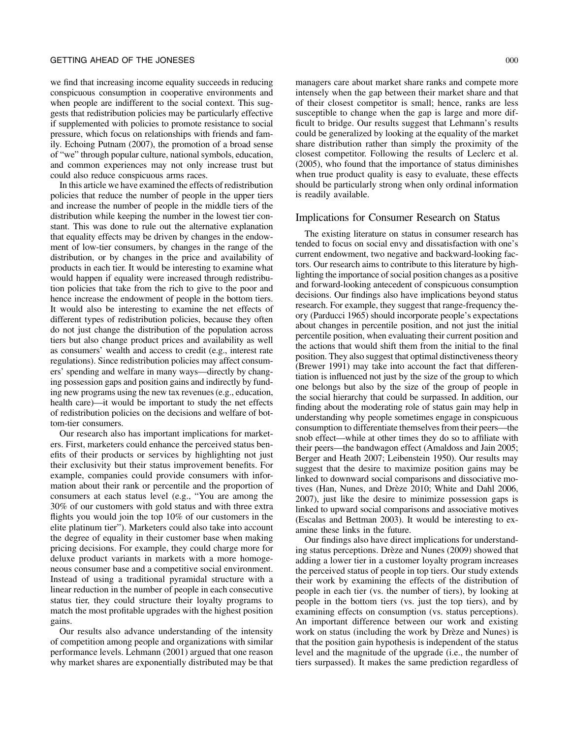we find that increasing income equality succeeds in reducing conspicuous consumption in cooperative environments and when people are indifferent to the social context. This suggests that redistribution policies may be particularly effective if supplemented with policies to promote resistance to social pressure, which focus on relationships with friends and family. Echoing Putnam (2007), the promotion of a broad sense of "we" through popular culture, national symbols, education, and common experiences may not only increase trust but could also reduce conspicuous arms races.

In this article we have examined the effects of redistribution policies that reduce the number of people in the upper tiers and increase the number of people in the middle tiers of the distribution while keeping the number in the lowest tier constant. This was done to rule out the alternative explanation that equality effects may be driven by changes in the endowment of low-tier consumers, by changes in the range of the distribution, or by changes in the price and availability of products in each tier. It would be interesting to examine what would happen if equality were increased through redistribution policies that take from the rich to give to the poor and hence increase the endowment of people in the bottom tiers. It would also be interesting to examine the net effects of different types of redistribution policies, because they often do not just change the distribution of the population across tiers but also change product prices and availability as well as consumers' wealth and access to credit (e.g., interest rate regulations). Since redistribution policies may affect consumers' spending and welfare in many ways—directly by changing possession gaps and position gains and indirectly by funding new programs using the new tax revenues (e.g., education, health care)—it would be important to study the net effects of redistribution policies on the decisions and welfare of bottom-tier consumers.

Our research also has important implications for marketers. First, marketers could enhance the perceived status benefits of their products or services by highlighting not just their exclusivity but their status improvement benefits. For example, companies could provide consumers with information about their rank or percentile and the proportion of consumers at each status level (e.g., "You are among the 30% of our customers with gold status and with three extra flights you would join the top 10% of our customers in the elite platinum tier"). Marketers could also take into account the degree of equality in their customer base when making pricing decisions. For example, they could charge more for deluxe product variants in markets with a more homogeneous consumer base and a competitive social environment. Instead of using a traditional pyramidal structure with a linear reduction in the number of people in each consecutive status tier, they could structure their loyalty programs to match the most profitable upgrades with the highest position gains.

Our results also advance understanding of the intensity of competition among people and organizations with similar performance levels. Lehmann (2001) argued that one reason why market shares are exponentially distributed may be that managers care about market share ranks and compete more intensely when the gap between their market share and that of their closest competitor is small; hence, ranks are less susceptible to change when the gap is large and more difficult to bridge. Our results suggest that Lehmann's results could be generalized by looking at the equality of the market share distribution rather than simply the proximity of the closest competitor. Following the results of Leclerc et al. (2005), who found that the importance of status diminishes when true product quality is easy to evaluate, these effects should be particularly strong when only ordinal information is readily available.

## Implications for Consumer Research on Status

The existing literature on status in consumer research has tended to focus on social envy and dissatisfaction with one's current endowment, two negative and backward-looking factors. Our research aims to contribute to this literature by highlighting the importance of social position changes as a positive and forward-looking antecedent of conspicuous consumption decisions. Our findings also have implications beyond status research. For example, they suggest that range-frequency theory (Parducci 1965) should incorporate people's expectations about changes in percentile position, and not just the initial percentile position, when evaluating their current position and the actions that would shift them from the initial to the final position. They also suggest that optimal distinctiveness theory (Brewer 1991) may take into account the fact that differentiation is influenced not just by the size of the group to which one belongs but also by the size of the group of people in the social hierarchy that could be surpassed. In addition, our finding about the moderating role of status gain may help in understanding why people sometimes engage in conspicuous consumption to differentiate themselves from their peers—the snob effect—while at other times they do so to affiliate with their peers—the bandwagon effect (Amaldoss and Jain 2005; Berger and Heath 2007; Leibenstein 1950). Our results may suggest that the desire to maximize position gains may be linked to downward social comparisons and dissociative motives (Han, Nunes, and Drèze 2010; White and Dahl 2006, 2007), just like the desire to minimize possession gaps is linked to upward social comparisons and associative motives (Escalas and Bettman 2003). It would be interesting to examine these links in the future.

Our findings also have direct implications for understanding status perceptions. Drèze and Nunes (2009) showed that adding a lower tier in a customer loyalty program increases the perceived status of people in top tiers. Our study extends their work by examining the effects of the distribution of people in each tier (vs. the number of tiers), by looking at people in the bottom tiers (vs. just the top tiers), and by examining effects on consumption (vs. status perceptions). An important difference between our work and existing work on status (including the work by Drèze and Nunes) is that the position gain hypothesis is independent of the status level and the magnitude of the upgrade (i.e., the number of tiers surpassed). It makes the same prediction regardless of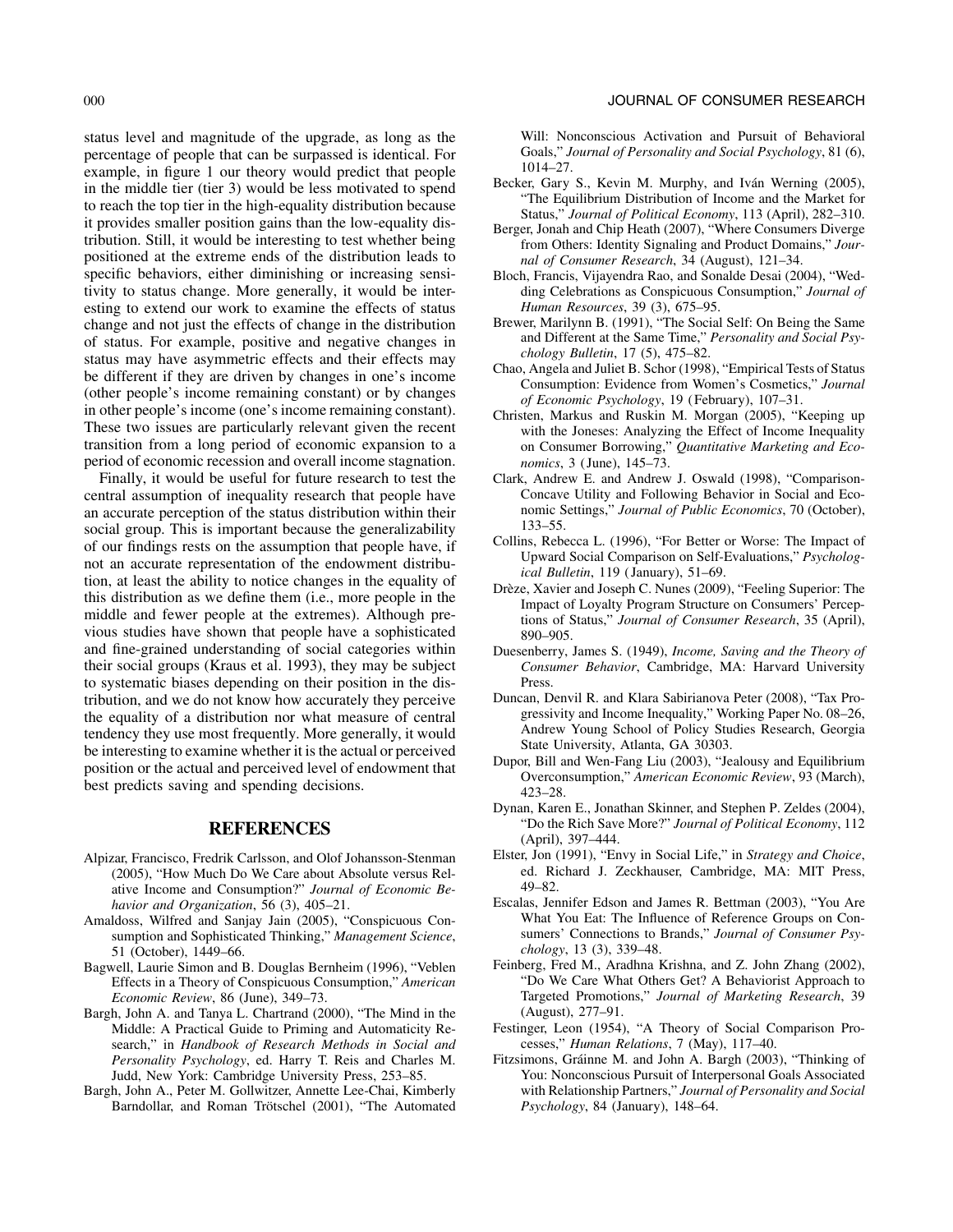status level and magnitude of the upgrade, as long as the percentage of people that can be surpassed is identical. For example, in figure 1 our theory would predict that people in the middle tier (tier 3) would be less motivated to spend to reach the top tier in the high-equality distribution because it provides smaller position gains than the low-equality distribution. Still, it would be interesting to test whether being positioned at the extreme ends of the distribution leads to specific behaviors, either diminishing or increasing sensitivity to status change. More generally, it would be interesting to extend our work to examine the effects of status change and not just the effects of change in the distribution of status. For example, positive and negative changes in status may have asymmetric effects and their effects may be different if they are driven by changes in one's income (other people's income remaining constant) or by changes in other people's income (one's income remaining constant). These two issues are particularly relevant given the recent transition from a long period of economic expansion to a period of economic recession and overall income stagnation.

Finally, it would be useful for future research to test the central assumption of inequality research that people have an accurate perception of the status distribution within their social group. This is important because the generalizability of our findings rests on the assumption that people have, if not an accurate representation of the endowment distribution, at least the ability to notice changes in the equality of this distribution as we define them (i.e., more people in the middle and fewer people at the extremes). Although previous studies have shown that people have a sophisticated and fine-grained understanding of social categories within their social groups (Kraus et al. 1993), they may be subject to systematic biases depending on their position in the distribution, and we do not know how accurately they perceive the equality of a distribution nor what measure of central tendency they use most frequently. More generally, it would be interesting to examine whether it is the actual or perceived position or the actual and perceived level of endowment that best predicts saving and spending decisions.

## REFERENCES

Alpizar, Francisco, Fredrik Carlsson, and Olof Johansson-Stenman (2005), "How Much Do We Care about Absolute versus Relative Income and Consumption?" *Journal of Economic Behavior and Organization*, 56 (3), 405–21.

Amaldoss, Wilfred and Sanjay Jain (2005), "Conspicuous Consumption and Sophisticated Thinking," *Management Science*, 51 (October), 1449–66.

Bagwell, Laurie Simon and B. Douglas Bernheim (1996), "Veblen Effects in a Theory of Conspicuous Consumption," *American Economic Review*, 86 (June), 349–73.

Bargh, John A. and Tanya L. Chartrand (2000), "The Mind in the Middle: A Practical Guide to Priming and Automaticity Research," in *Handbook of Research Methods in Social and Personality Psychology*, ed. Harry T. Reis and Charles M. Judd, New York: Cambridge University Press, 253–85.

Bargh, John A., Peter M. Gollwitzer, Annette Lee-Chai, Kimberly Barndollar, and Roman Trötschel (2001), "The Automated Will: Nonconscious Activation and Pursuit of Behavioral Goals," *Journal of Personality and Social Psychology*, 81 (6), 1014–27.

Becker, Gary S., Kevin M. Murphy, and Iván Werning (2005), "The Equilibrium Distribution of Income and the Market for Status," *Journal of Political Economy*, 113 (April), 282–310.

Berger, Jonah and Chip Heath (2007), "Where Consumers Diverge from Others: Identity Signaling and Product Domains," *Journal of Consumer Research*, 34 (August), 121–34.

Bloch, Francis, Vijayendra Rao, and Sonalde Desai (2004), "Wedding Celebrations as Conspicuous Consumption," *Journal of Human Resources*, 39 (3), 675–95.

Brewer, Marilynn B. (1991), "The Social Self: On Being the Same and Different at the Same Time," *Personality and Social Psychology Bulletin*, 17 (5), 475–82.

Chao, Angela and Juliet B. Schor (1998), "Empirical Tests of Status Consumption: Evidence from Women's Cosmetics," *Journal of Economic Psychology*, 19 (February), 107–31.

Christen, Markus and Ruskin M. Morgan (2005), "Keeping up with the Joneses: Analyzing the Effect of Income Inequality on Consumer Borrowing," *Quantitative Marketing and Economics*, 3 (June), 145–73.

Clark, Andrew E. and Andrew J. Oswald (1998), "Comparison-Concave Utility and Following Behavior in Social and Economic Settings," *Journal of Public Economics*, 70 (October), 133–55.

Collins, Rebecca L. (1996), "For Better or Worse: The Impact of Upward Social Comparison on Self-Evaluations," *Psychological Bulletin*, 119 (January), 51–69.

Drèze, Xavier and Joseph C. Nunes (2009), "Feeling Superior: The Impact of Loyalty Program Structure on Consumers' Perceptions of Status," *Journal of Consumer Research*, 35 (April), 890–905.

Duesenberry, James S. (1949), *Income, Saving and the Theory of Consumer Behavior*, Cambridge, MA: Harvard University Press.

Duncan, Denvil R. and Klara Sabirianova Peter (2008), "Tax Progressivity and Income Inequality," Working Paper No. 08–26, Andrew Young School of Policy Studies Research, Georgia State University, Atlanta, GA 30303.

Dupor, Bill and Wen-Fang Liu (2003), "Jealousy and Equilibrium Overconsumption," *American Economic Review*, 93 (March), 423–28.

Dynan, Karen E., Jonathan Skinner, and Stephen P. Zeldes (2004), "Do the Rich Save More?" *Journal of Political Economy*, 112 (April), 397–444.

Elster, Jon (1991), "Envy in Social Life," in *Strategy and Choice*, ed. Richard J. Zeckhauser, Cambridge, MA: MIT Press, 49–82.

Escalas, Jennifer Edson and James R. Bettman (2003), "You Are What You Eat: The Influence of Reference Groups on Consumers' Connections to Brands," *Journal of Consumer Psychology*, 13 (3), 339–48.

Feinberg, Fred M., Aradhna Krishna, and Z. John Zhang (2002), "Do We Care What Others Get? A Behaviorist Approach to Targeted Promotions," *Journal of Marketing Research*, 39 (August), 277–91.

Festinger, Leon (1954), "A Theory of Social Comparison Processes," *Human Relations*, 7 (May), 117–40.

Fitzsimons, Gráinne M. and John A. Bargh (2003), "Thinking of You: Nonconscious Pursuit of Interpersonal Goals Associated with Relationship Partners," *Journal of Personality and Social Psychology*, 84 (January), 148–64.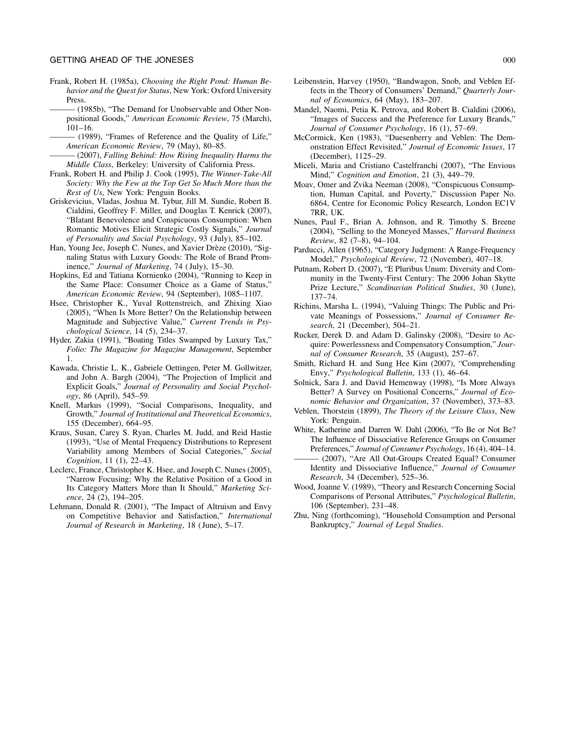Frank, Robert H. (1985a), *Choosing the Right Pond: Human Behavior and the Quest for Status*, New York: Oxford University Press.

——— (1985b), "The Demand for Unobservable and Other Nonpositional Goods," *American Economic Review*, 75 (March), 101–16.

——— (1989), "Frames of Reference and the Quality of Life," *American Economic Review*, 79 (May), 80–85.

——— (2007), *Falling Behind: How Rising Inequality Harms the Middle Class*, Berkeley: University of California Press.

Frank, Robert H. and Philip J. Cook (1995), *The Winner-Take-All Society: Why the Few at the Top Get So Much More than the Rest of Us*, New York: Penguin Books.

Griskevicius, Vladas, Joshua M. Tybur, Jill M. Sundie, Robert B. Cialdini, Geoffrey F. Miller, and Douglas T. Kenrick (2007), "Blatant Benevolence and Conspicuous Consumption: When Romantic Motives Elicit Strategic Costly Signals," *Journal of Personality and Social Psychology*, 93 (July), 85–102.

Han, Young Jee, Joseph C. Nunes, and Xavier Drèze (2010), "Signaling Status with Luxury Goods: The Role of Brand Prominence," *Journal of Marketing*, 74 (July), 15–30.

Hopkins, Ed and Tatiana Kornienko (2004), "Running to Keep in the Same Place: Consumer Choice as a Game of Status," *American Economic Review*, 94 (September), 1085–1107.

Hsee, Christopher K., Yuval Rottenstreich, and Zhixing Xiao (2005), "When Is More Better? On the Relationship between Magnitude and Subjective Value," *Current Trends in Psychological Science*, 14 (5), 234–37.

Hyder, Zakia (1991), "Boating Titles Swamped by Luxury Tax," *Folio: The Magazine for Magazine Management*, September 1.

Kawada, Christie L. K., Gabriele Oettingen, Peter M. Gollwitzer, and John A. Bargh (2004), "The Projection of Implicit and Explicit Goals," *Journal of Personality and Social Psychology*, 86 (April), 545–59.

Knell, Markus (1999), "Social Comparisons, Inequality, and Growth," *Journal of Institutional and Theoretical Economics*, 155 (December), 664–95.

Kraus, Susan, Carey S. Ryan, Charles M. Judd, and Reid Hastie (1993), "Use of Mental Frequency Distributions to Represent Variability among Members of Social Categories," *Social Cognition*, 11 (1), 22–43.

Leclerc, France, Christopher K. Hsee, and Joseph C. Nunes (2005), "Narrow Focusing: Why the Relative Position of a Good in Its Category Matters More than It Should," *Marketing Science*, 24 (2), 194–205.

Lehmann, Donald R. (2001), "The Impact of Altruism and Envy on Competitive Behavior and Satisfaction," *International Journal of Research in Marketing*, 18 (June), 5–17.

Leibenstein, Harvey (1950), "Bandwagon, Snob, and Veblen Effects in the Theory of Consumers' Demand," *Quarterly Journal of Economics*, 64 (May), 183–207.

Mandel, Naomi, Petia K. Petrova, and Robert B. Cialdini (2006), "Images of Success and the Preference for Luxury Brands," *Journal of Consumer Psychology*, 16 (1), 57–69.

McCormick, Ken (1983), "Duesenberry and Veblen: The Demonstration Effect Revisited," *Journal of Economic Issues*, 17 (December), 1125–29.

Miceli, Maria and Cristiano Castelfranchi (2007), "The Envious Mind," *Cognition and Emotion*, 21 (3), 449–79.

Moav, Omer and Zvika Neeman (2008), "Conspicuous Consumption, Human Capital, and Poverty," Discussion Paper No. 6864, Centre for Economic Policy Research, London EC1V 7RR, UK.

Nunes, Paul F., Brian A. Johnson, and R. Timothy S. Breene (2004), "Selling to the Moneyed Masses," *Harvard Business Review*, 82 (7–8), 94–104.

Parducci, Allen (1965), "Category Judgment: A Range-Frequency Model," *Psychological Review*, 72 (November), 407–18.

Putnam, Robert D. (2007), "E Pluribus Unum: Diversity and Community in the Twenty-First Century: The 2006 Johan Skytte Prize Lecture," *Scandinavian Political Studies*, 30 (June), 137–74.

Richins, Marsha L. (1994), "Valuing Things: The Public and Private Meanings of Possessions," *Journal of Consumer Research*, 21 (December), 504–21.

Rucker, Derek D. and Adam D. Galinsky (2008), "Desire to Acquire: Powerlessness and Compensatory Consumption," *Journal of Consumer Research*, 35 (August), 257–67.

Smith, Richard H. and Sung Hee Kim (2007), "Comprehending Envy," *Psychological Bulletin*, 133 (1), 46–64.

Solnick, Sara J. and David Hemenway (1998), "Is More Always Better? A Survey on Positional Concerns," *Journal of Economic Behavior and Organization*, 37 (November), 373–83.

Veblen, Thorstein (1899), *The Theory of the Leisure Class*, New York: Penguin.

White, Katherine and Darren W. Dahl (2006), "To Be or Not Be? The Influence of Dissociative Reference Groups on Consumer Preferences," *Journal of Consumer Psychology*, 16 (4), 404–14.

——— (2007), "Are All Out-Groups Created Equal? Consumer Identity and Dissociative Influence," *Journal of Consumer Research*, 34 (December), 525–36.

Wood, Joanne V. (1989), "Theory and Research Concerning Social Comparisons of Personal Attributes," *Psychological Bulletin*, 106 (September), 231–48.

Zhu, Ning (forthcoming), "Household Consumption and Personal Bankruptcy," *Journal of Legal Studies*.